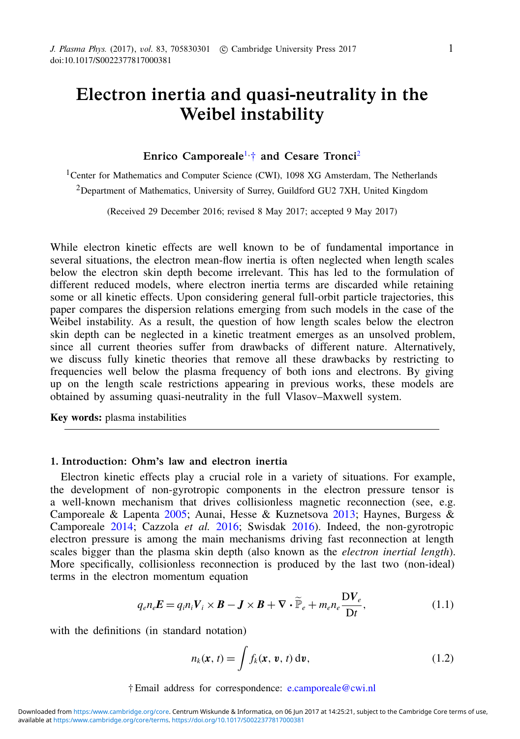# Electron inertia and quasi-neutrality in the Weibel instability

**Enrico Camporeale**[1,†] **and Cesare Tronci**[2]

[1]Center for Mathematics and Computer Science (CWI), 1098 XG Amsterdam, The Netherlands

[2]Department of Mathematics, University of Surrey, Guildford GU2 7XH, United Kingdom

(Received 29 December 2016; revised 8 May 2017; accepted 9 May 2017)

While electron kinetic effects are well known to be of fundamental importance in several situations, the electron mean-flow inertia is often neglected when length scales below the electron skin depth become irrelevant. This has led to the formulation of different reduced models, where electron inertia terms are discarded while retaining some or all kinetic effects. Upon considering general full-orbit particle trajectories, this paper compares the dispersion relations emerging from such models in the case of the Weibel instability. As a result, the question of how length scales below the electron skin depth can be neglected in a kinetic treatment emerges as an unsolved problem, since all current theories suffer from drawbacks of different nature. Alternatively, we discuss fully kinetic theories that remove all these drawbacks by restricting to frequencies well below the plasma frequency of both ions and electrons. By giving up on the length scale restrictions appearing in previous works, these models are obtained by assuming quasi-neutrality in the full Vlasov–Maxwell system.

**Key words:** plasma instabilities

## 1. Introduction: Ohm's law and electron inertia

Electron kinetic effects play a crucial role in a variety of situations. For example, the development of non-gyrotropic components in the electron pressure tensor is a well-known mechanism that drives collisionless magnetic reconnection (see, e.g. Camporeale & Lapenta 2005; Aunai, Hesse & Kuznetsova 2013; Haynes, Burgess & Camporeale 2014; Cazzola *et al.* 2016; Swisdak 2016). Indeed, the non-gyrotropic electron pressure is among the main mechanisms driving fast reconnection at length scales bigger than the plasma skin depth (also known as the *electron inertial length*). More specifically, collisionless reconnection is produced by the last two (non-ideal) terms in the electron momentum equation

$$q_e n_e \boldsymbol{E} = q_i n_i \boldsymbol{V}_i \times \boldsymbol{B} - \boldsymbol{J} \times \boldsymbol{B} + \nabla \cdot \widetilde{\mathbb{P}}_e + m_e n_e \frac{\mathrm{D}\boldsymbol{V}_e}{\mathrm{D}t}, \tag{1.1}$$

with the definitions (in standard notation)

$$n_k(\boldsymbol{x}, t) = \int f_k(\boldsymbol{x}, \boldsymbol{v}, t)\, \mathrm{d}\boldsymbol{v}, \tag{1.2}$$

† Email address for correspondence: e.camporeale@cwi.nl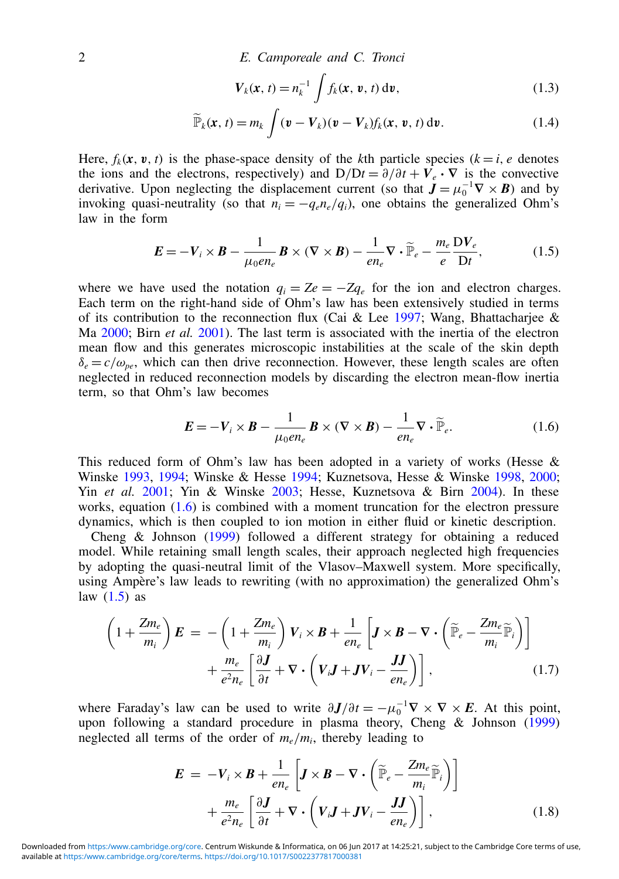$$
\boldsymbol{V}_k(\boldsymbol{x},t) = n_k^{-1}\int f_k(\boldsymbol{x},\boldsymbol{v},t)\,\mathrm{d}\boldsymbol{v}, \tag{1.3}
$$

$$
\widetilde{\mathbb{P}}_k(\boldsymbol{x},t) = m_k\int(\boldsymbol{v}-\boldsymbol{V}_k)(\boldsymbol{v}-\boldsymbol{V}_k)f_k(\boldsymbol{x},\boldsymbol{v},t)\,\mathrm{d}\boldsymbol{v}. \tag{1.4}
$$

Here, $f_k(\boldsymbol{x},\boldsymbol{v},t)$ is the phase-space density of the $k$th particle species ($k=i,e$ denotes the ions and the electrons, respectively) and $\mathrm{D}/\mathrm{D}t = \partial/\partial t + \boldsymbol{V}_e\cdot\nabla$ is the convective derivative. Upon neglecting the displacement current (so that $\boldsymbol{J}=\mu_0^{-1}\nabla\times\boldsymbol{B}$) and by invoking quasi-neutrality (so that $n_i=-q_e n_e/q_i$), one obtains the generalized Ohm's law in the form

$$
\boldsymbol{E} = -\boldsymbol{V}_i\times\boldsymbol{B} - \frac{1}{\mu_0 e n_e}\boldsymbol{B}\times(\nabla\times\boldsymbol{B}) - \frac{1}{e n_e}\nabla\cdot\widetilde{\mathbb{P}}_e - \frac{m_e}{e}\frac{\mathrm{D}\boldsymbol{V}_e}{\mathrm{D}t}, \tag{1.5}
$$

where we have used the notation $q_i = Ze = -Zq_e$ for the ion and electron charges. Each term on the right-hand side of Ohm's law has been extensively studied in terms of its contribution to the reconnection flux (Cai & Lee 1997; Wang, Bhattacharjee & Ma 2000; Birn *et al.* 2001). The last term is associated with the inertia of the electron mean flow and this generates microscopic instabilities at the scale of the skin depth $\delta_e = c/\omega_{pe}$, which can then drive reconnection. However, these length scales are often neglected in reduced reconnection models by discarding the electron mean-flow inertia term, so that Ohm's law becomes

$$
\boldsymbol{E} = -\boldsymbol{V}_i\times\boldsymbol{B} - \frac{1}{\mu_0 e n_e}\boldsymbol{B}\times(\nabla\times\boldsymbol{B}) - \frac{1}{e n_e}\nabla\cdot\widetilde{\mathbb{P}}_e. \tag{1.6}
$$

This reduced form of Ohm's law has been adopted in a variety of works (Hesse & Winske 1993, 1994; Winske & Hesse 1994; Kuznetsova, Hesse & Winske 1998, 2000; Yin *et al.* 2001; Yin & Winske 2003; Hesse, Kuznetsova & Birn 2004). In these works, equation (1.6) is combined with a moment truncation for the electron pressure dynamics, which is then coupled to ion motion in either fluid or kinetic description.

Cheng & Johnson (1999) followed a different strategy for obtaining a reduced model. While retaining small length scales, their approach neglected high frequencies by adopting the quasi-neutral limit of the Vlasov–Maxwell system. More specifically, using Ampère's law leads to rewriting (with no approximation) the generalized Ohm's law (1.5) as

$$
\begin{aligned}
\left(1+\frac{Zm_e}{m_i}\right)\boldsymbol{E} \;=\; &-\left(1+\frac{Zm_e}{m_i}\right)\boldsymbol{V}_i\times\boldsymbol{B} + \frac{1}{e n_e}\left[\boldsymbol{J}\times\boldsymbol{B} - \nabla\cdot\left(\widetilde{\mathbb{P}}_e - \frac{Zm_e}{m_i}\widetilde{\mathbb{P}}_i\right)\right] \\
&+ \frac{m_e}{e^2 n_e}\left[\frac{\partial\boldsymbol{J}}{\partial t} + \nabla\cdot\left(\boldsymbol{V}_i\boldsymbol{J} + \boldsymbol{J}\boldsymbol{V}_i - \frac{\boldsymbol{J}\boldsymbol{J}}{e n_e}\right)\right],
\end{aligned} \tag{1.7}
$$

where Faraday's law can be used to write $\partial\boldsymbol{J}/\partial t = -\mu_0^{-1}\nabla\times\nabla\times\boldsymbol{E}$. At this point, upon following a standard procedure in plasma theory, Cheng & Johnson (1999) neglected all terms of the order of $m_e/m_i$, thereby leading to

$$
\begin{aligned}
\boldsymbol{E} \;=\; &-\boldsymbol{V}_i\times\boldsymbol{B} + \frac{1}{e n_e}\left[\boldsymbol{J}\times\boldsymbol{B} - \nabla\cdot\left(\widetilde{\mathbb{P}}_e - \frac{Zm_e}{m_i}\widetilde{\mathbb{P}}_i\right)\right] \\
&+ \frac{m_e}{e^2 n_e}\left[\frac{\partial\boldsymbol{J}}{\partial t} + \nabla\cdot\left(\boldsymbol{V}_i\boldsymbol{J} + \boldsymbol{J}\boldsymbol{V}_i - \frac{\boldsymbol{J}\boldsymbol{J}}{e n_e}\right)\right],
\end{aligned} \tag{1.8}
$$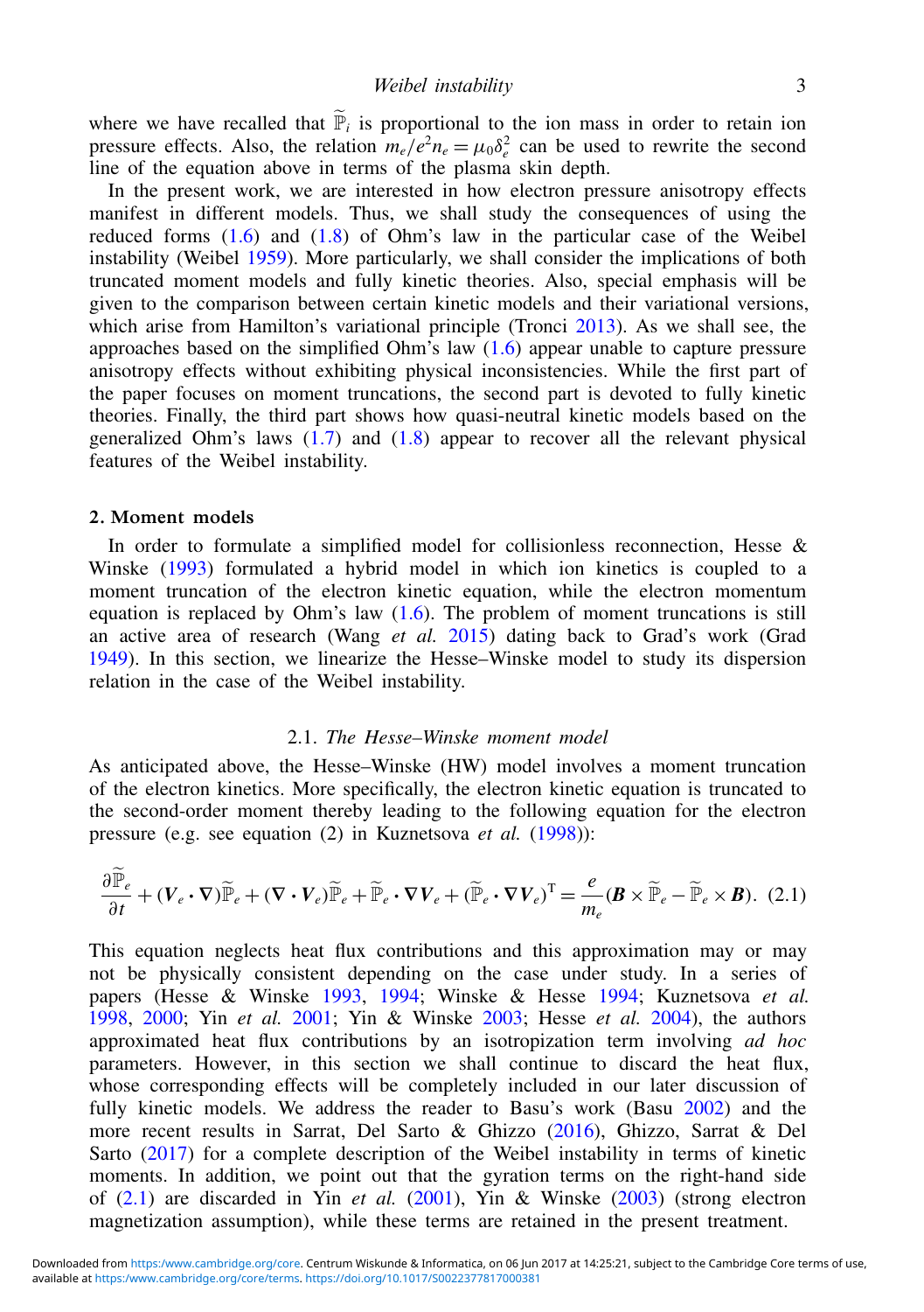where we have recalled that $\widetilde{\mathbb{P}}_i$ is proportional to the ion mass in order to retain ion pressure effects. Also, the relation $m_e/e^2 n_e = \mu_0 \delta_e^2$ can be used to rewrite the second line of the equation above in terms of the plasma skin depth.

In the present work, we are interested in how electron pressure anisotropy effects manifest in different models. Thus, we shall study the consequences of using the reduced forms (1.6) and (1.8) of Ohm's law in the particular case of the Weibel instability (Weibel 1959). More particularly, we shall consider the implications of both truncated moment models and fully kinetic theories. Also, special emphasis will be given to the comparison between certain kinetic models and their variational versions, which arise from Hamilton's variational principle (Tronci 2013). As we shall see, the approaches based on the simplified Ohm's law (1.6) appear unable to capture pressure anisotropy effects without exhibiting physical inconsistencies. While the first part of the paper focuses on moment truncations, the second part is devoted to fully kinetic theories. Finally, the third part shows how quasi-neutral kinetic models based on the generalized Ohm's laws (1.7) and (1.8) appear to recover all the relevant physical features of the Weibel instability.

## 2. Moment models

In order to formulate a simplified model for collisionless reconnection, Hesse & Winske (1993) formulated a hybrid model in which ion kinetics is coupled to a moment truncation of the electron kinetic equation, while the electron momentum equation is replaced by Ohm's law (1.6). The problem of moment truncations is still an active area of research (Wang *et al.* 2015) dating back to Grad's work (Grad 1949). In this section, we linearize the Hesse–Winske model to study its dispersion relation in the case of the Weibel instability.

### 2.1. *The Hesse–Winske moment model*

As anticipated above, the Hesse–Winske (HW) model involves a moment truncation of the electron kinetics. More specifically, the electron kinetic equation is truncated to the second-order moment thereby leading to the following equation for the electron pressure (e.g. see equation (2) in Kuznetsova *et al.* (1998)):

$$\frac{\partial \widetilde{\mathbb{P}}_e}{\partial t} + (\boldsymbol{V}_e \cdot \nabla)\widetilde{\mathbb{P}}_e + (\nabla \cdot \boldsymbol{V}_e)\widetilde{\mathbb{P}}_e + \widetilde{\mathbb{P}}_e \cdot \nabla \boldsymbol{V}_e + (\widetilde{\mathbb{P}}_e \cdot \nabla \boldsymbol{V}_e)^{\mathrm{T}} = \frac{e}{m_e}(\boldsymbol{B} \times \widetilde{\mathbb{P}}_e - \widetilde{\mathbb{P}}_e \times \boldsymbol{B}). \quad (2.1)$$

This equation neglects heat flux contributions and this approximation may or may not be physically consistent depending on the case under study. In a series of papers (Hesse & Winske 1993, 1994; Winske & Hesse 1994; Kuznetsova *et al.* 1998, 2000; Yin *et al.* 2001; Yin & Winske 2003; Hesse *et al.* 2004), the authors approximated heat flux contributions by an isotropization term involving *ad hoc* parameters. However, in this section we shall continue to discard the heat flux, whose corresponding effects will be completely included in our later discussion of fully kinetic models. We address the reader to Basu's work (Basu 2002) and the more recent results in Sarrat, Del Sarto & Ghizzo (2016), Ghizzo, Sarrat & Del Sarto (2017) for a complete description of the Weibel instability in terms of kinetic moments. In addition, we point out that the gyration terms on the right-hand side of (2.1) are discarded in Yin *et al.* (2001), Yin & Winske (2003) (strong electron magnetization assumption), while these terms are retained in the present treatment.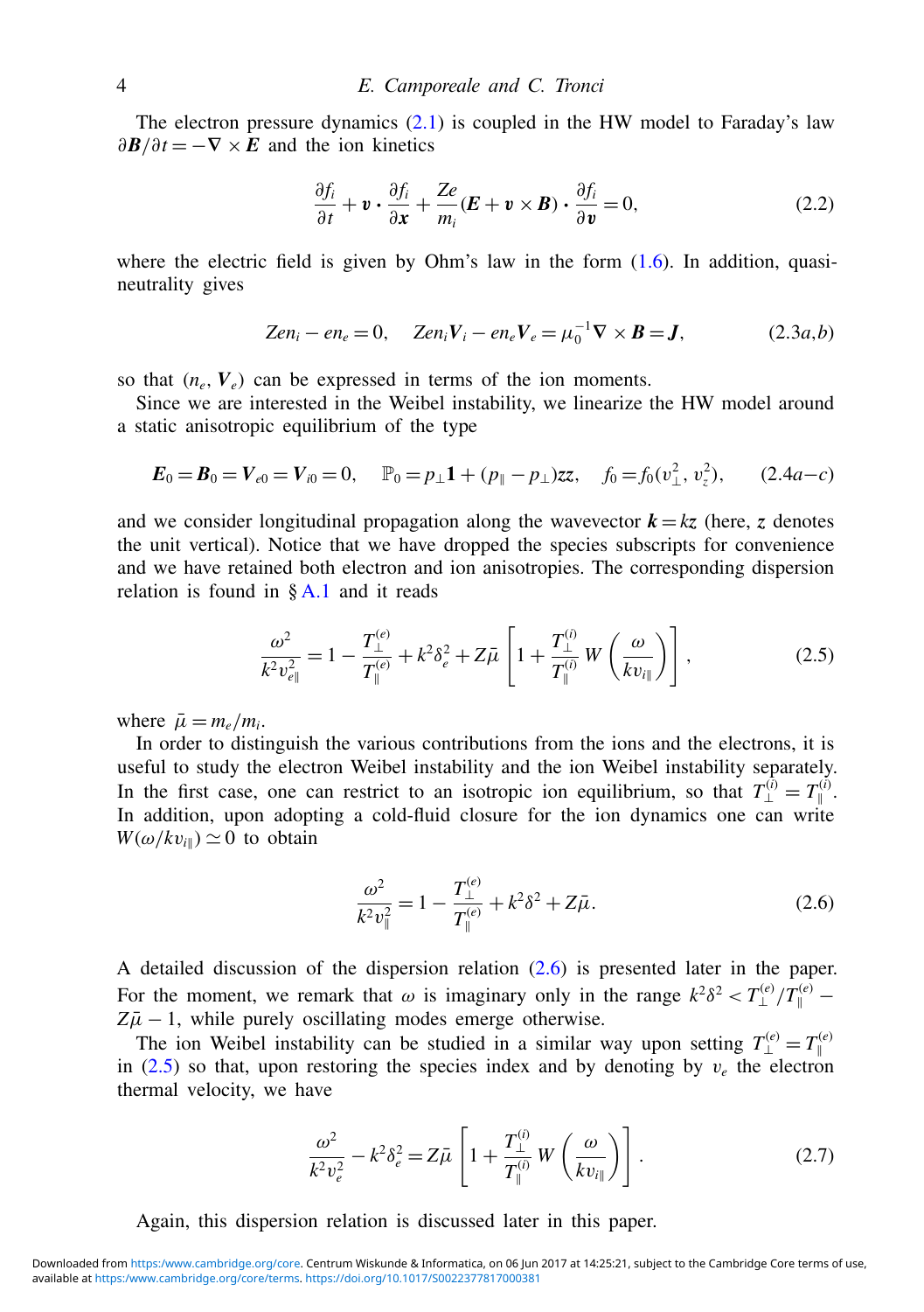The electron pressure dynamics (2.1) is coupled in the HW model to Faraday's law $\partial \boldsymbol{B}/\partial t = -\nabla \times \boldsymbol{E}$ and the ion kinetics

$$\frac{\partial f_i}{\partial t} + \boldsymbol{v} \cdot \frac{\partial f_i}{\partial \boldsymbol{x}} + \frac{Ze}{m_i}(\boldsymbol{E} + \boldsymbol{v} \times \boldsymbol{B}) \cdot \frac{\partial f_i}{\partial \boldsymbol{v}} = 0, \tag{2.2}$$

where the electric field is given by Ohm's law in the form (1.6). In addition, quasi-neutrality gives

$$Zen_i - en_e = 0, \quad Zen_i \boldsymbol{V}_i - en_e \boldsymbol{V}_e = \mu_0^{-1} \nabla \times \boldsymbol{B} = \boldsymbol{J}, \tag{2.3a,b}$$

so that $(n_e, \boldsymbol{V}_e)$ can be expressed in terms of the ion moments.

Since we are interested in the Weibel instability, we linearize the HW model around a static anisotropic equilibrium of the type

$$\boldsymbol{E}_0 = \boldsymbol{B}_0 = \boldsymbol{V}_{e0} = \boldsymbol{V}_{i0} = 0, \quad \mathbb{P}_0 = p_\perp \mathbf{1} + (p_\parallel - p_\perp)\boldsymbol{zz}, \quad f_0 = f_0(v_\perp^2, v_z^2), \tag{2.4a–c}$$

and we consider longitudinal propagation along the wavevector $\boldsymbol{k} = k\boldsymbol{z}$ (here, $\boldsymbol{z}$ denotes the unit vertical). Notice that we have dropped the species subscripts for convenience and we have retained both electron and ion anisotropies. The corresponding dispersion relation is found in § A.1 and it reads

$$\frac{\omega^2}{k^2 v_{e\parallel}^2} = 1 - \frac{T_\perp^{(e)}}{T_\parallel^{(e)}} + k^2\delta_e^2 + Z\bar{\mu}\left[1 + \frac{T_\perp^{(i)}}{T_\parallel^{(i)}} W\left(\frac{\omega}{kv_{i\parallel}}\right)\right], \tag{2.5}$$

where $\bar{\mu} = m_e/m_i$.

In order to distinguish the various contributions from the ions and the electrons, it is useful to study the electron Weibel instability and the ion Weibel instability separately. In the first case, one can restrict to an isotropic ion equilibrium, so that $T_\perp^{(i)} = T_\parallel^{(i)}$. In addition, upon adopting a cold-fluid closure for the ion dynamics one can write $W(\omega/kv_{i\parallel}) \simeq 0$ to obtain

$$\frac{\omega^2}{k^2 v_\parallel^2} = 1 - \frac{T_\perp^{(e)}}{T_\parallel^{(e)}} + k^2\delta^2 + Z\bar{\mu}. \tag{2.6}$$

A detailed discussion of the dispersion relation (2.6) is presented later in the paper. For the moment, we remark that $\omega$ is imaginary only in the range $k^2\delta^2 < T_\perp^{(e)}/T_\parallel^{(e)} - Z\bar{\mu} - 1$, while purely oscillating modes emerge otherwise.

The ion Weibel instability can be studied in a similar way upon setting $T_\perp^{(e)} = T_\parallel^{(e)}$ in (2.5) so that, upon restoring the species index and by denoting by $v_e$ the electron thermal velocity, we have

$$\frac{\omega^2}{k^2 v_e^2} - k^2\delta_e^2 = Z\bar{\mu}\left[1 + \frac{T_\perp^{(i)}}{T_\parallel^{(i)}} W\left(\frac{\omega}{kv_{i\parallel}}\right)\right]. \tag{2.7}$$

Again, this dispersion relation is discussed later in this paper.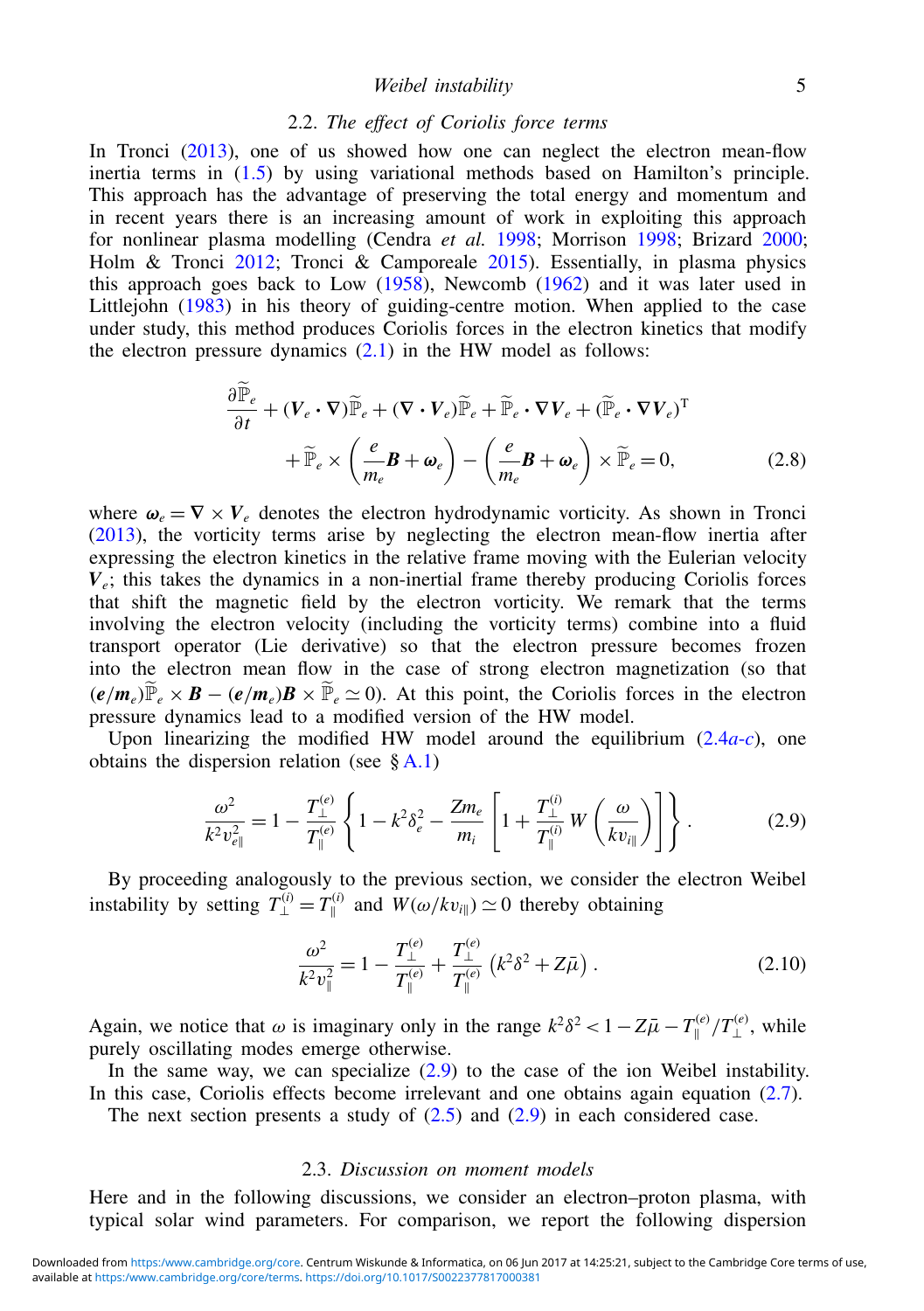## 2.2. *The effect of Coriolis force terms*

In Tronci (2013), one of us showed how one can neglect the electron mean-flow inertia terms in (1.5) by using variational methods based on Hamilton's principle. This approach has the advantage of preserving the total energy and momentum and in recent years there is an increasing amount of work in exploiting this approach for nonlinear plasma modelling (Cendra *et al.* 1998; Morrison 1998; Brizard 2000; Holm & Tronci 2012; Tronci & Camporeale 2015). Essentially, in plasma physics this approach goes back to Low (1958), Newcomb (1962) and it was later used in Littlejohn (1983) in his theory of guiding-centre motion. When applied to the case under study, this method produces Coriolis forces in the electron kinetics that modify the electron pressure dynamics (2.1) in the HW model as follows:

$$\frac{\partial \widetilde{\mathbb{P}}_e}{\partial t} + (\boldsymbol{V}_e \cdot \nabla)\widetilde{\mathbb{P}}_e + (\nabla \cdot \boldsymbol{V}_e)\widetilde{\mathbb{P}}_e + \widetilde{\mathbb{P}}_e \cdot \nabla \boldsymbol{V}_e + (\widetilde{\mathbb{P}}_e \cdot \nabla \boldsymbol{V}_e)^{\mathrm{T}} \\ + \widetilde{\mathbb{P}}_e \times \left(\frac{e}{m_e}\boldsymbol{B} + \boldsymbol{\omega}_e\right) - \left(\frac{e}{m_e}\boldsymbol{B} + \boldsymbol{\omega}_e\right) \times \widetilde{\mathbb{P}}_e = 0, \tag{2.8}$$

where $\boldsymbol{\omega}_e = \nabla \times \boldsymbol{V}_e$ denotes the electron hydrodynamic vorticity. As shown in Tronci (2013), the vorticity terms arise by neglecting the electron mean-flow inertia after expressing the electron kinetics in the relative frame moving with the Eulerian velocity $\boldsymbol{V}_e$; this takes the dynamics in a non-inertial frame thereby producing Coriolis forces that shift the magnetic field by the electron vorticity. We remark that the terms involving the electron velocity (including the vorticity terms) combine into a fluid transport operator (Lie derivative) so that the electron pressure becomes frozen into the electron mean flow in the case of strong electron magnetization (so that $(\boldsymbol{e}/\boldsymbol{m}_e)\widetilde{\mathbb{P}}_e \times \boldsymbol{B} - (\boldsymbol{e}/\boldsymbol{m}_e)\boldsymbol{B} \times \widetilde{\mathbb{P}}_e \simeq 0$). At this point, the Coriolis forces in the electron pressure dynamics lead to a modified version of the HW model.

Upon linearizing the modified HW model around the equilibrium (2.4*a-c*), one obtains the dispersion relation (see § A.1)

$$\frac{\omega^2}{k^2 v_{e\parallel}^2} = 1 - \frac{T_\perp^{(e)}}{T_\parallel^{(e)}} \left\{ 1 - k^2 \delta_e^2 - \frac{Z m_e}{m_i} \left[ 1 + \frac{T_\perp^{(i)}}{T_\parallel^{(i)}} W\left(\frac{\omega}{k v_{i\parallel}}\right) \right] \right\}. \tag{2.9}$$

By proceeding analogously to the previous section, we consider the electron Weibel instability by setting $T_\perp^{(i)} = T_\parallel^{(i)}$ and $W(\omega/k v_{i\parallel}) \simeq 0$ thereby obtaining

$$\frac{\omega^2}{k^2 v_\parallel^2} = 1 - \frac{T_\perp^{(e)}}{T_\parallel^{(e)}} + \frac{T_\perp^{(e)}}{T_\parallel^{(e)}} \left(k^2\delta^2 + Z\bar{\mu}\right). \tag{2.10}$$

Again, we notice that $\omega$ is imaginary only in the range $k^2\delta^2 < 1 - Z\bar{\mu} - T_\parallel^{(e)}/T_\perp^{(e)}$, while purely oscillating modes emerge otherwise.

In the same way, we can specialize (2.9) to the case of the ion Weibel instability. In this case, Coriolis effects become irrelevant and one obtains again equation (2.7).

The next section presents a study of (2.5) and (2.9) in each considered case.

## 2.3. *Discussion on moment models*

Here and in the following discussions, we consider an electron–proton plasma, with typical solar wind parameters. For comparison, we report the following dispersion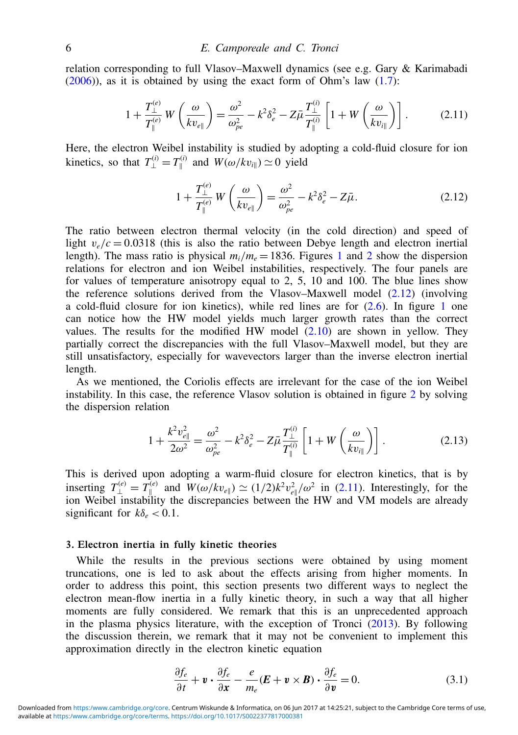relation corresponding to full Vlasov–Maxwell dynamics (see e.g. Gary & Karimabadi (2006)), as it is obtained by using the exact form of Ohm's law (1.7):

$$1+\frac{T_{\perp}^{(e)}}{T_{\parallel}^{(e)}}\,W\left(\frac{\omega}{kv_{e\parallel}}\right)=\frac{\omega^2}{\omega_{pe}^2}-k^2\delta_e^2-Z\bar{\mu}\frac{T_{\perp}^{(i)}}{T_{\parallel}^{(i)}}\left[1+W\left(\frac{\omega}{kv_{i\parallel}}\right)\right]. \tag{2.11}$$

Here, the electron Weibel instability is studied by adopting a cold-fluid closure for ion kinetics, so that $T_{\perp}^{(i)}=T_{\parallel}^{(i)}$ and $W(\omega/kv_{i\parallel})\simeq 0$ yield

$$1+\frac{T_{\perp}^{(e)}}{T_{\parallel}^{(e)}}\,W\left(\frac{\omega}{kv_{e\parallel}}\right)=\frac{\omega^2}{\omega_{pe}^2}-k^2\delta_e^2-Z\bar{\mu}. \tag{2.12}$$

The ratio between electron thermal velocity (in the cold direction) and speed of light $v_e/c=0.0318$ (this is also the ratio between Debye length and electron inertial length). The mass ratio is physical $m_i/m_e=1836$. Figures 1 and 2 show the dispersion relations for electron and ion Weibel instabilities, respectively. The four panels are for values of temperature anisotropy equal to 2, 5, 10 and 100. The blue lines show the reference solutions derived from the Vlasov–Maxwell model (2.12) (involving a cold-fluid closure for ion kinetics), while red lines are for (2.6). In figure 1 one can notice how the HW model yields much larger growth rates than the correct values. The results for the modified HW model (2.10) are shown in yellow. They partially correct the discrepancies with the full Vlasov–Maxwell model, but they are still unsatisfactory, especially for wavevectors larger than the inverse electron inertial length.

As we mentioned, the Coriolis effects are irrelevant for the case of the ion Weibel instability. In this case, the reference Vlasov solution is obtained in figure 2 by solving the dispersion relation

$$1+\frac{k^2v_{e\parallel}^2}{2\omega^2}=\frac{\omega^2}{\omega_{pe}^2}-k^2\delta_e^2-Z\bar{\mu}\frac{T_{\perp}^{(i)}}{T_{\parallel}^{(i)}}\left[1+W\left(\frac{\omega}{kv_{i\parallel}}\right)\right]. \tag{2.13}$$

This is derived upon adopting a warm-fluid closure for electron kinetics, that is by inserting $T_{\perp}^{(e)}=T_{\parallel}^{(e)}$ and $W(\omega/kv_{e\parallel})\simeq(1/2)k^2v_{e\parallel}^2/\omega^2$ in (2.11). Interestingly, for the ion Weibel instability the discrepancies between the HW and VM models are already significant for $k\delta_e<0.1$.

## 3. Electron inertia in fully kinetic theories

While the results in the previous sections were obtained by using moment truncations, one is led to ask about the effects arising from higher moments. In order to address this point, this section presents two different ways to neglect the electron mean-flow inertia in a fully kinetic theory, in such a way that all higher moments are fully considered. We remark that this is an unprecedented approach in the plasma physics literature, with the exception of Tronci (2013). By following the discussion therein, we remark that it may not be convenient to implement this approximation directly in the electron kinetic equation

$$\frac{\partial f_e}{\partial t}+\boldsymbol{v}\cdot\frac{\partial f_e}{\partial \boldsymbol{x}}-\frac{e}{m_e}(\boldsymbol{E}+\boldsymbol{v}\times\boldsymbol{B})\cdot\frac{\partial f_e}{\partial \boldsymbol{v}}=0. \tag{3.1}$$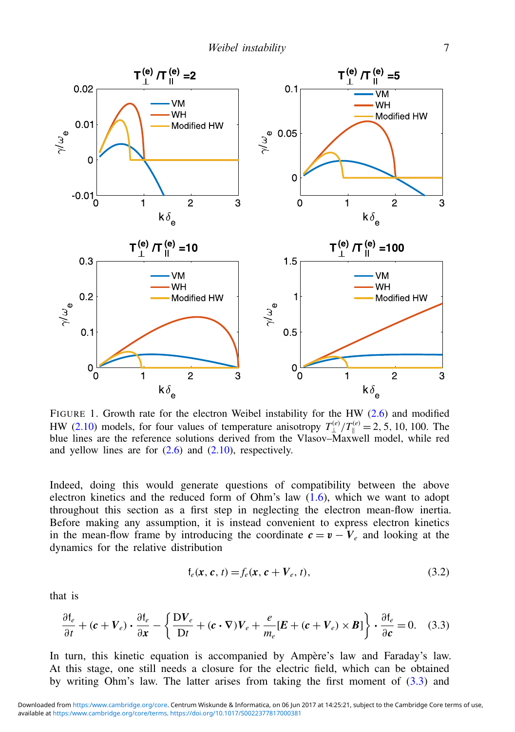FIGURE 1. Growth rate for the electron Weibel instability for the HW (2.6) and modified HW (2.10) models, for four values of temperature anisotropy $T_{\perp}^{(e)}/T_{\parallel}^{(e)} = 2, 5, 10, 100$. The blue lines are the reference solutions derived from the Vlasov–Maxwell model, while red and yellow lines are for (2.6) and (2.10), respectively.

Indeed, doing this would generate questions of compatibility between the above electron kinetics and the reduced form of Ohm's law (1.6), which we want to adopt throughout this section as a first step in neglecting the electron mean-flow inertia. Before making any assumption, it is instead convenient to express electron kinetics in the mean-flow frame by introducing the coordinate $\boldsymbol{c} = \boldsymbol{v} - \boldsymbol{V}_e$ and looking at the dynamics for the relative distribution

$$\mathfrak{f}_e(\boldsymbol{x}, \boldsymbol{c}, t) = f_e(\boldsymbol{x}, \boldsymbol{c} + \boldsymbol{V}_e, t), \tag{3.2}$$

that is

$$\frac{\partial \mathfrak{f}_e}{\partial t} + (\boldsymbol{c} + \boldsymbol{V}_e) \cdot \frac{\partial \mathfrak{f}_e}{\partial \boldsymbol{x}} - \left\{ \frac{\mathrm{D}\boldsymbol{V}_e}{\mathrm{D}t} + (\boldsymbol{c} \cdot \nabla)\boldsymbol{V}_e + \frac{e}{m_e}[\boldsymbol{E} + (\boldsymbol{c} + \boldsymbol{V}_e) \times \boldsymbol{B}] \right\} \cdot \frac{\partial \mathfrak{f}_e}{\partial \boldsymbol{c}} = 0. \tag{3.3}$$

In turn, this kinetic equation is accompanied by Ampère's law and Faraday's law. At this stage, one still needs a closure for the electric field, which can be obtained by writing Ohm's law. The latter arises from taking the first moment of (3.3) and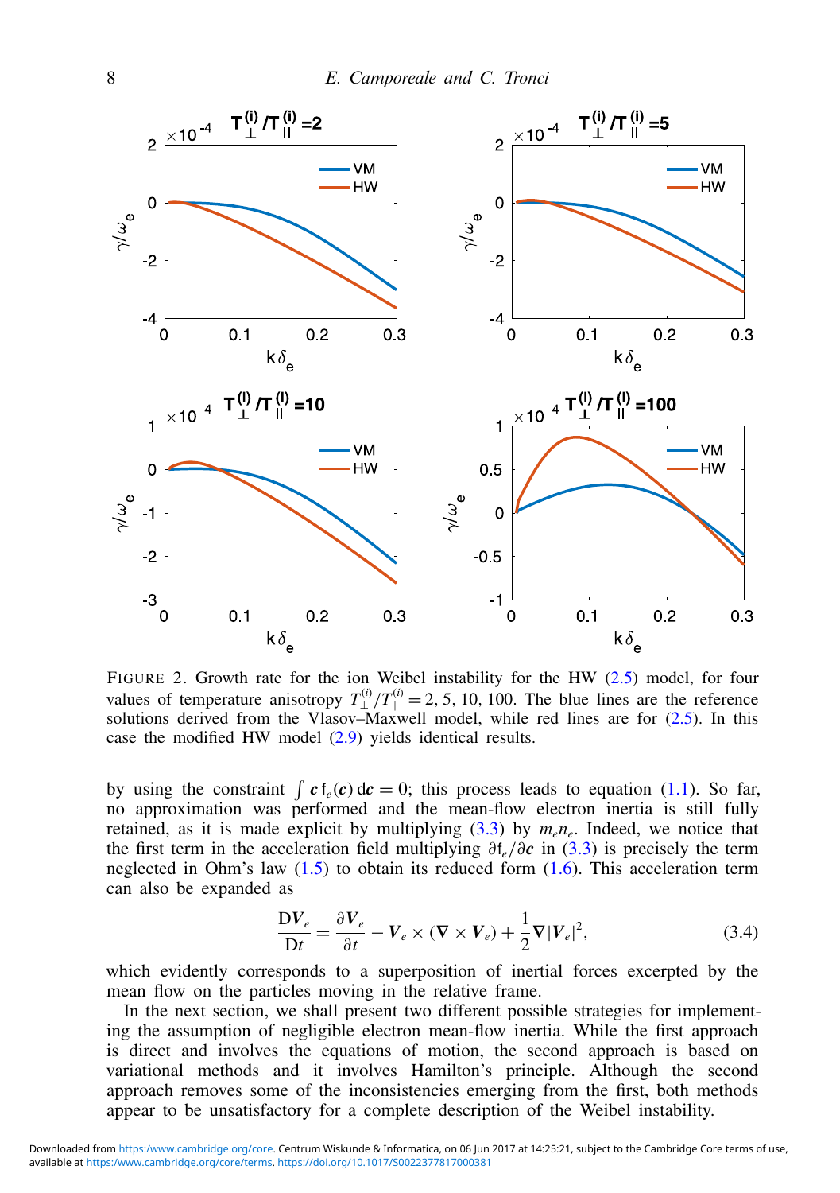FIGURE 2. Growth rate for the ion Weibel instability for the HW (2.5) model, for four values of temperature anisotropy $T_\perp^{(i)}/T_\parallel^{(i)} = 2, 5, 10, 100$. The blue lines are the reference solutions derived from the Vlasov–Maxwell model, while red lines are for (2.5). In this case the modified HW model (2.9) yields identical results.

by using the constraint $\int \boldsymbol{c}\, \mathsf{f}_e(\boldsymbol{c})\, \mathrm{d}\boldsymbol{c} = 0$; this process leads to equation (1.1). So far, no approximation was performed and the mean-flow electron inertia is still fully retained, as it is made explicit by multiplying (3.3) by $m_e n_e$. Indeed, we notice that the first term in the acceleration field multiplying $\partial \mathsf{f}_e/\partial \boldsymbol{c}$ in (3.3) is precisely the term neglected in Ohm's law (1.5) to obtain its reduced form (1.6). This acceleration term can also be expanded as

$$\frac{\mathrm{D}\boldsymbol{V}_e}{\mathrm{D}t} = \frac{\partial \boldsymbol{V}_e}{\partial t} - \boldsymbol{V}_e \times (\nabla \times \boldsymbol{V}_e) + \frac{1}{2}\nabla |\boldsymbol{V}_e|^2, \tag{3.4}$$

which evidently corresponds to a superposition of inertial forces excerpted by the mean flow on the particles moving in the relative frame.

In the next section, we shall present two different possible strategies for implementing the assumption of negligible electron mean-flow inertia. While the first approach is direct and involves the equations of motion, the second approach is based on variational methods and it involves Hamilton's principle. Although the second approach removes some of the inconsistencies emerging from the first, both methods appear to be unsatisfactory for a complete description of the Weibel instability.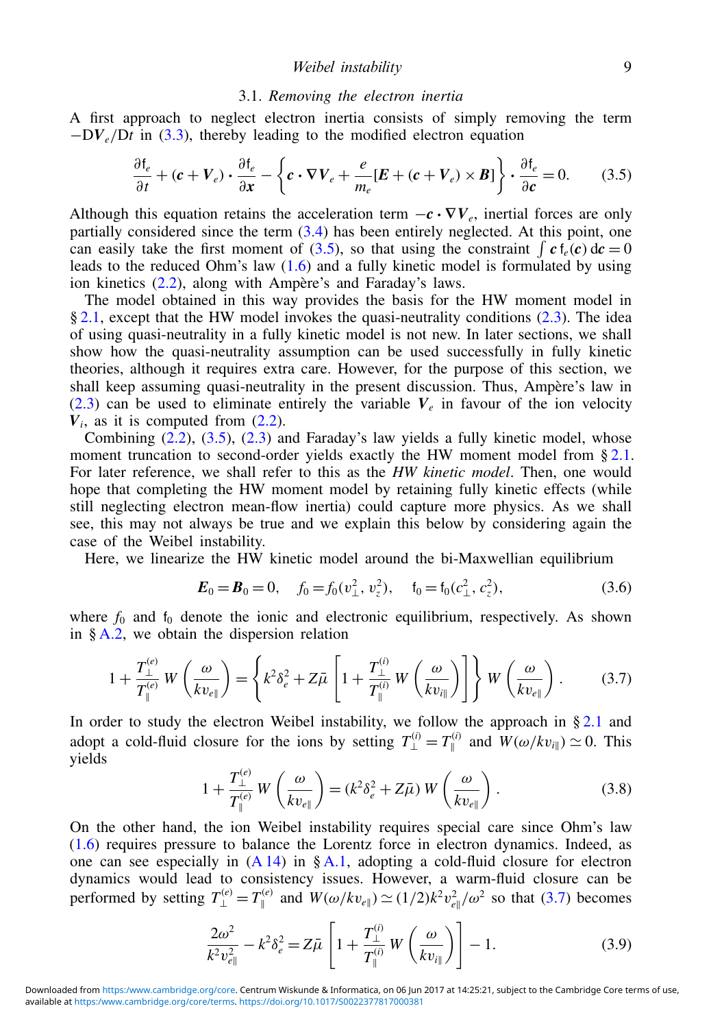### 3.1. *Removing the electron inertia*

A first approach to neglect electron inertia consists of simply removing the term $-\mathrm{D}\boldsymbol{V}_e/\mathrm{D}t$ in (3.3), thereby leading to the modified electron equation

$$\frac{\partial \mathsf{f}_e}{\partial t} + (\boldsymbol{c} + \boldsymbol{V}_e) \cdot \frac{\partial \mathsf{f}_e}{\partial \boldsymbol{x}} - \left\{ \boldsymbol{c} \cdot \nabla \boldsymbol{V}_e + \frac{e}{m_e}[\boldsymbol{E} + (\boldsymbol{c} + \boldsymbol{V}_e) \times \boldsymbol{B}] \right\} \cdot \frac{\partial \mathsf{f}_e}{\partial \boldsymbol{c}} = 0. \tag{3.5}$$

Although this equation retains the acceleration term $-\boldsymbol{c} \cdot \nabla \boldsymbol{V}_e$, inertial forces are only partially considered since the term (3.4) has been entirely neglected. At this point, one can easily take the first moment of (3.5), so that using the constraint $\int \boldsymbol{c}\, \mathsf{f}_e(\boldsymbol{c})\, \mathrm{d}\boldsymbol{c} = 0$ leads to the reduced Ohm's law (1.6) and a fully kinetic model is formulated by using ion kinetics (2.2), along with Ampère's and Faraday's laws.

The model obtained in this way provides the basis for the HW moment model in § 2.1, except that the HW model invokes the quasi-neutrality conditions (2.3). The idea of using quasi-neutrality in a fully kinetic model is not new. In later sections, we shall show how the quasi-neutrality assumption can be used successfully in fully kinetic theories, although it requires extra care. However, for the purpose of this section, we shall keep assuming quasi-neutrality in the present discussion. Thus, Ampère's law in (2.3) can be used to eliminate entirely the variable $\boldsymbol{V}_e$ in favour of the ion velocity $\boldsymbol{V}_i$, as it is computed from (2.2).

Combining (2.2), (3.5), (2.3) and Faraday's law yields a fully kinetic model, whose moment truncation to second-order yields exactly the HW moment model from § 2.1. For later reference, we shall refer to this as the *HW kinetic model*. Then, one would hope that completing the HW moment model by retaining fully kinetic effects (while still neglecting electron mean-flow inertia) could capture more physics. As we shall see, this may not always be true and we explain this below by considering again the case of the Weibel instability.

Here, we linearize the HW kinetic model around the bi-Maxwellian equilibrium

$$\boldsymbol{E}_0 = \boldsymbol{B}_0 = 0, \quad f_0 = f_0(v_\perp^2, v_z^2), \quad \mathsf{f}_0 = \mathsf{f}_0(c_\perp^2, c_z^2), \tag{3.6}$$

where $f_0$ and $\mathsf{f}_0$ denote the ionic and electronic equilibrium, respectively. As shown in § A.2, we obtain the dispersion relation

$$1 + \frac{T_\perp^{(e)}}{T_\parallel^{(e)}}\, W\left(\frac{\omega}{k v_{e\parallel}}\right) = \left\{ k^2 \delta_e^2 + Z\bar{\mu} \left[ 1 + \frac{T_\perp^{(i)}}{T_\parallel^{(i)}}\, W\left(\frac{\omega}{k v_{i\parallel}}\right) \right] \right\} W\left(\frac{\omega}{k v_{e\parallel}}\right). \tag{3.7}$$

In order to study the electron Weibel instability, we follow the approach in § 2.1 and adopt a cold-fluid closure for the ions by setting $T_\perp^{(i)} = T_\parallel^{(i)}$ and $W(\omega/k v_{i\parallel}) \simeq 0$. This yields

$$1 + \frac{T_\perp^{(e)}}{T_\parallel^{(e)}}\, W\left(\frac{\omega}{k v_{e\parallel}}\right) = (k^2 \delta_e^2 + Z\bar{\mu})\, W\left(\frac{\omega}{k v_{e\parallel}}\right). \tag{3.8}$$

On the other hand, the ion Weibel instability requires special care since Ohm's law (1.6) requires pressure to balance the Lorentz force in electron dynamics. Indeed, as one can see especially in (A 14) in § A.1, adopting a cold-fluid closure for electron dynamics would lead to consistency issues. However, a warm-fluid closure can be performed by setting $T_\perp^{(e)} = T_\parallel^{(e)}$ and $W(\omega/k v_{e\parallel}) \simeq (1/2) k^2 v_{e\parallel}^2/\omega^2$ so that (3.7) becomes

$$\frac{2\omega^2}{k^2 v_{e\parallel}^2} - k^2 \delta_e^2 = Z\bar{\mu} \left[ 1 + \frac{T_\perp^{(i)}}{T_\parallel^{(i)}}\, W\left(\frac{\omega}{k v_{i\parallel}}\right) \right] - 1. \tag{3.9}$$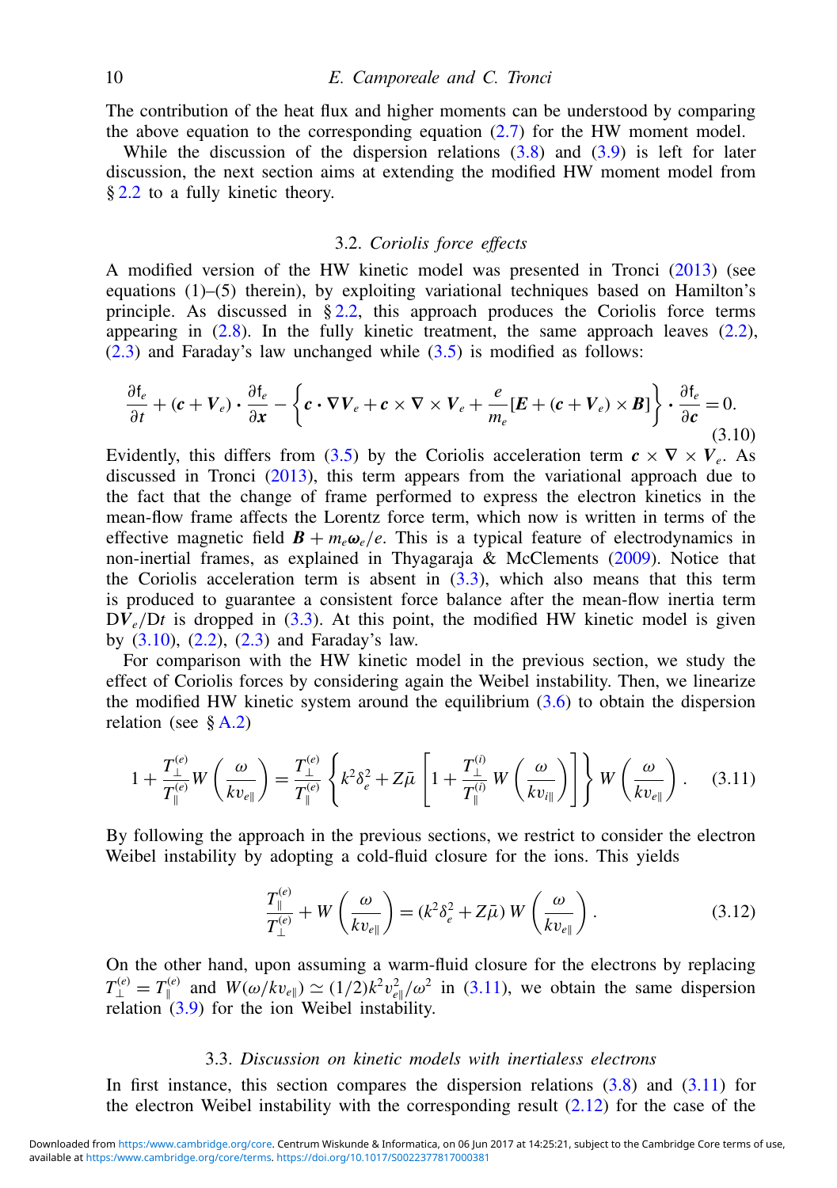The contribution of the heat flux and higher moments can be understood by comparing the above equation to the corresponding equation (2.7) for the HW moment model.

While the discussion of the dispersion relations (3.8) and (3.9) is left for later discussion, the next section aims at extending the modified HW moment model from § 2.2 to a fully kinetic theory.

### 3.2. *Coriolis force effects*

A modified version of the HW kinetic model was presented in Tronci (2013) (see equations (1)–(5) therein), by exploiting variational techniques based on Hamilton's principle. As discussed in § 2.2, this approach produces the Coriolis force terms appearing in (2.8). In the fully kinetic treatment, the same approach leaves (2.2), (2.3) and Faraday's law unchanged while (3.5) is modified as follows:

$$
\frac{\partial \mathsf{f}_e}{\partial t} + (\boldsymbol{c} + \boldsymbol{V}_e) \cdot \frac{\partial \mathsf{f}_e}{\partial \boldsymbol{x}} - \left\{ \boldsymbol{c} \cdot \nabla \boldsymbol{V}_e + \boldsymbol{c} \times \nabla \times \boldsymbol{V}_e + \frac{e}{m_e} [\boldsymbol{E} + (\boldsymbol{c} + \boldsymbol{V}_e) \times \boldsymbol{B}] \right\} \cdot \frac{\partial \mathsf{f}_e}{\partial \boldsymbol{c}} = 0. \tag{3.10}
$$

Evidently, this differs from (3.5) by the Coriolis acceleration term $\boldsymbol{c} \times \nabla \times \boldsymbol{V}_e$. As discussed in Tronci (2013), this term appears from the variational approach due to the fact that the change of frame performed to express the electron kinetics in the mean-flow frame affects the Lorentz force term, which now is written in terms of the effective magnetic field $\boldsymbol{B} + m_e \boldsymbol{\omega}_e / e$. This is a typical feature of electrodynamics in non-inertial frames, as explained in Thyagaraja & McClements (2009). Notice that the Coriolis acceleration term is absent in (3.3), which also means that this term is produced to guarantee a consistent force balance after the mean-flow inertia term $\mathrm{D}\boldsymbol{V}_e/\mathrm{D}t$ is dropped in (3.3). At this point, the modified HW kinetic model is given by (3.10), (2.2), (2.3) and Faraday's law.

For comparison with the HW kinetic model in the previous section, we study the effect of Coriolis forces by considering again the Weibel instability. Then, we linearize the modified HW kinetic system around the equilibrium (3.6) to obtain the dispersion relation (see § A.2)

$$
1 + \frac{T_\perp^{(e)}}{T_\parallel^{(e)}} W\left(\frac{\omega}{k v_{e\parallel}}\right) = \frac{T_\perp^{(e)}}{T_\parallel^{(e)}} \left\{ k^2 \delta_e^2 + Z\bar{\mu} \left[ 1 + \frac{T_\perp^{(i)}}{T_\parallel^{(i)}} W\left(\frac{\omega}{k v_{i\parallel}}\right) \right] \right\} W\left(\frac{\omega}{k v_{e\parallel}}\right). \tag{3.11}
$$

By following the approach in the previous sections, we restrict to consider the electron Weibel instability by adopting a cold-fluid closure for the ions. This yields

$$
\frac{T_\parallel^{(e)}}{T_\perp^{(e)}} + W\left(\frac{\omega}{k v_{e\parallel}}\right) = (k^2 \delta_e^2 + Z\bar{\mu})\, W\left(\frac{\omega}{k v_{e\parallel}}\right). \tag{3.12}
$$

On the other hand, upon assuming a warm-fluid closure for the electrons by replacing $T_\perp^{(e)} = T_\parallel^{(e)}$ and $W(\omega/k v_{e\parallel}) \simeq (1/2) k^2 v_{e\parallel}^2 / \omega^2$ in (3.11), we obtain the same dispersion relation (3.9) for the ion Weibel instability.

### 3.3. *Discussion on kinetic models with inertialess electrons*

In first instance, this section compares the dispersion relations (3.8) and (3.11) for the electron Weibel instability with the corresponding result (2.12) for the case of the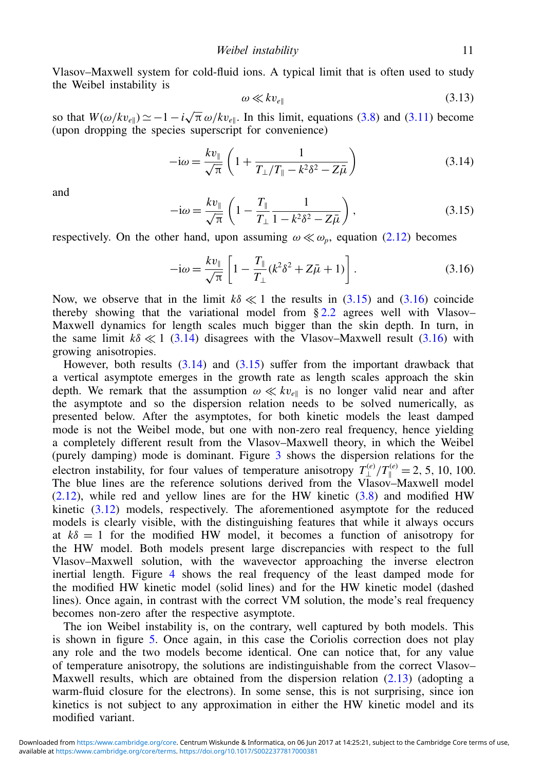Vlasov–Maxwell system for cold-fluid ions. A typical limit that is often used to study the Weibel instability is

$$\omega \ll k v_{e\parallel} \tag{3.13}$$

so that $W(\omega/kv_{e\parallel}) \simeq -1 - i\sqrt{\pi}\,\omega/kv_{e\parallel}$. In this limit, equations (3.8) and (3.11) become (upon dropping the species superscript for convenience)

$$-\mathrm{i}\omega = \frac{kv_{\parallel}}{\sqrt{\pi}}\left(1 + \frac{1}{T_{\perp}/T_{\parallel} - k^2\delta^2 - Z\bar{\mu}}\right) \tag{3.14}$$

and

$$-\mathrm{i}\omega = \frac{kv_{\parallel}}{\sqrt{\pi}}\left(1 - \frac{T_{\parallel}}{T_{\perp}}\frac{1}{1 - k^2\delta^2 - Z\bar{\mu}}\right), \tag{3.15}$$

respectively. On the other hand, upon assuming $\omega \ll \omega_p$, equation (2.12) becomes

$$-\mathrm{i}\omega = \frac{kv_{\parallel}}{\sqrt{\pi}}\left[1 - \frac{T_{\parallel}}{T_{\perp}}(k^2\delta^2 + Z\bar{\mu} + 1)\right]. \tag{3.16}$$

Now, we observe that in the limit $k\delta \ll 1$ the results in (3.15) and (3.16) coincide thereby showing that the variational model from § 2.2 agrees well with Vlasov–Maxwell dynamics for length scales much bigger than the skin depth. In turn, in the same limit $k\delta \ll 1$ (3.14) disagrees with the Vlasov–Maxwell result (3.16) with growing anisotropies.

However, both results (3.14) and (3.15) suffer from the important drawback that a vertical asymptote emerges in the growth rate as length scales approach the skin depth. We remark that the assumption $\omega \ll kv_{e\parallel}$ is no longer valid near and after the asymptote and so the dispersion relation needs to be solved numerically, as presented below. After the asymptotes, for both kinetic models the least damped mode is not the Weibel mode, but one with non-zero real frequency, hence yielding a completely different result from the Vlasov–Maxwell theory, in which the Weibel (purely damping) mode is dominant. Figure 3 shows the dispersion relations for the electron instability, for four values of temperature anisotropy $T_{\perp}^{(e)}/T_{\parallel}^{(e)} = 2, 5, 10, 100$. The blue lines are the reference solutions derived from the Vlasov–Maxwell model (2.12), while red and yellow lines are for the HW kinetic (3.8) and modified HW kinetic (3.12) models, respectively. The aforementioned asymptote for the reduced models is clearly visible, with the distinguishing features that while it always occurs at $k\delta = 1$ for the modified HW model, it becomes a function of anisotropy for the HW model. Both models present large discrepancies with respect to the full Vlasov–Maxwell solution, with the wavevector approaching the inverse electron inertial length. Figure 4 shows the real frequency of the least damped mode for the modified HW kinetic model (solid lines) and for the HW kinetic model (dashed lines). Once again, in contrast with the correct VM solution, the mode's real frequency becomes non-zero after the respective asymptote.

The ion Weibel instability is, on the contrary, well captured by both models. This is shown in figure 5. Once again, in this case the Coriolis correction does not play any role and the two models become identical. One can notice that, for any value of temperature anisotropy, the solutions are indistinguishable from the correct Vlasov–Maxwell results, which are obtained from the dispersion relation (2.13) (adopting a warm-fluid closure for the electrons). In some sense, this is not surprising, since ion kinetics is not subject to any approximation in either the HW kinetic model and its modified variant.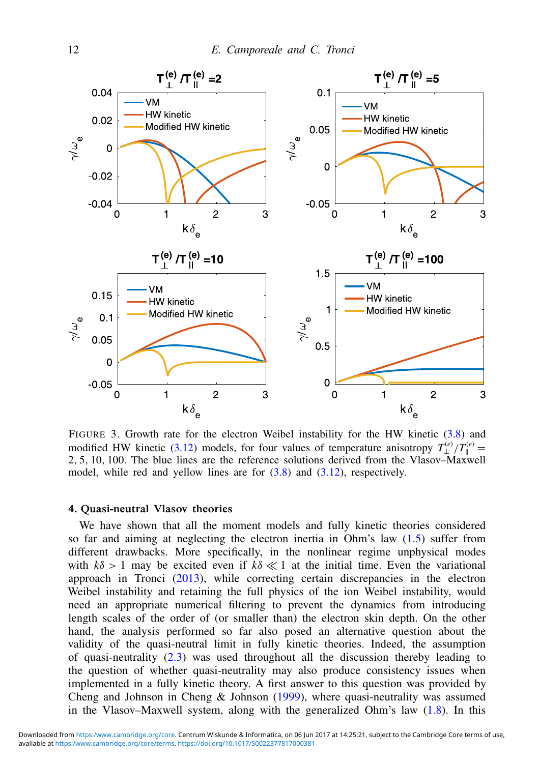FIGURE 3. Growth rate for the electron Weibel instability for the HW kinetic (3.8) and modified HW kinetic (3.12) models, for four values of temperature anisotropy $T_{\perp}^{(e)}/T_{\parallel}^{(e)} = 2, 5, 10, 100$. The blue lines are the reference solutions derived from the Vlasov–Maxwell model, while red and yellow lines are for (3.8) and (3.12), respectively.

## 4. Quasi-neutral Vlasov theories

We have shown that all the moment models and fully kinetic theories considered so far and aiming at neglecting the electron inertia in Ohm's law (1.5) suffer from different drawbacks. More specifically, in the nonlinear regime unphysical modes with $k\delta > 1$ may be excited even if $k\delta \ll 1$ at the initial time. Even the variational approach in Tronci (2013), while correcting certain discrepancies in the electron Weibel instability and retaining the full physics of the ion Weibel instability, would need an appropriate numerical filtering to prevent the dynamics from introducing length scales of the order of (or smaller than) the electron skin depth. On the other hand, the analysis performed so far also posed an alternative question about the validity of the quasi-neutral limit in fully kinetic theories. Indeed, the assumption of quasi-neutrality (2.3) was used throughout all the discussion thereby leading to the question of whether quasi-neutrality may also produce consistency issues when implemented in a fully kinetic theory. A first answer to this question was provided by Cheng and Johnson in Cheng & Johnson (1999), where quasi-neutrality was assumed in the Vlasov–Maxwell system, along with the generalized Ohm's law (1.8). In this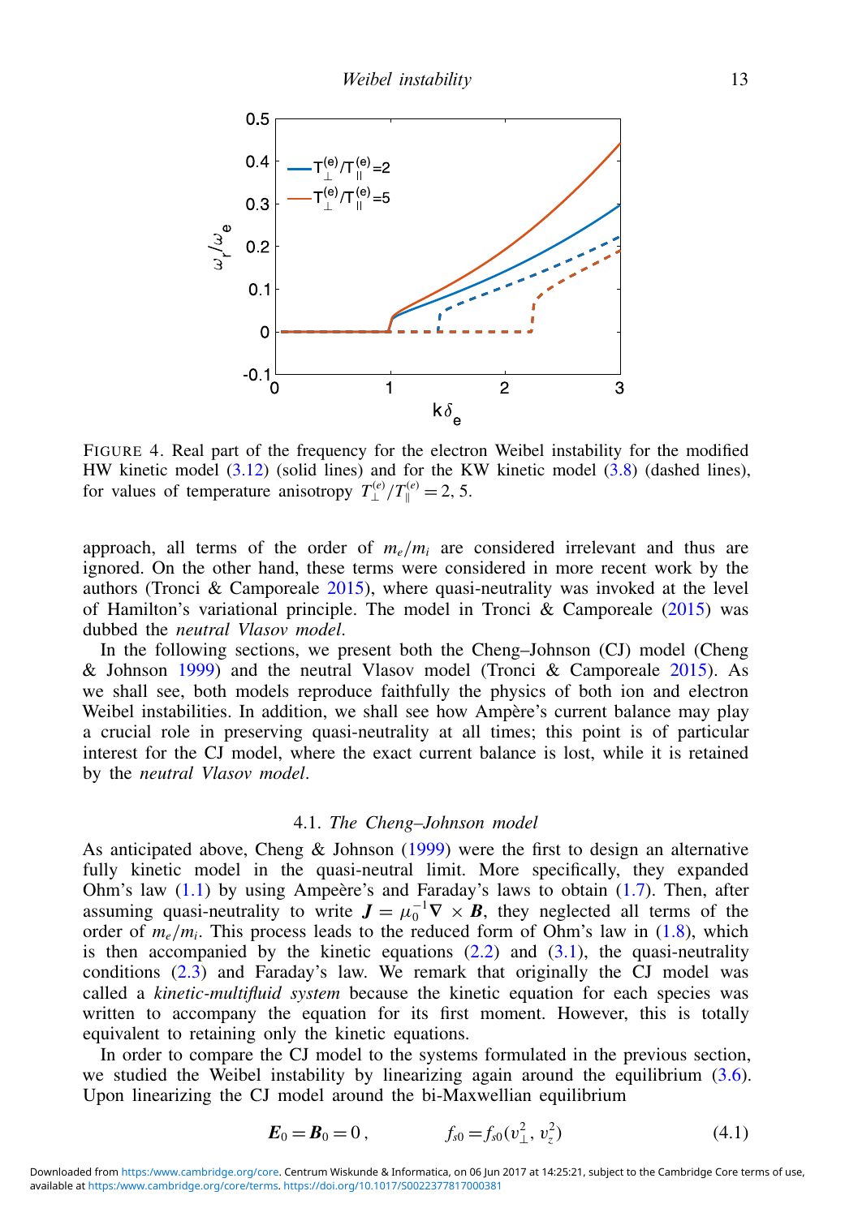FIGURE 4. Real part of the frequency for the electron Weibel instability for the modified HW kinetic model (3.12) (solid lines) and for the KW kinetic model (3.8) (dashed lines), for values of temperature anisotropy $T_{\perp}^{(e)}/T_{\parallel}^{(e)} = 2, 5$.

approach, all terms of the order of $m_e/m_i$ are considered irrelevant and thus are ignored. On the other hand, these terms were considered in more recent work by the authors (Tronci & Camporeale 2015), where quasi-neutrality was invoked at the level of Hamilton's variational principle. The model in Tronci & Camporeale (2015) was dubbed the *neutral Vlasov model*.

In the following sections, we present both the Cheng–Johnson (CJ) model (Cheng & Johnson 1999) and the neutral Vlasov model (Tronci & Camporeale 2015). As we shall see, both models reproduce faithfully the physics of both ion and electron Weibel instabilities. In addition, we shall see how Ampère's current balance may play a crucial role in preserving quasi-neutrality at all times; this point is of particular interest for the CJ model, where the exact current balance is lost, while it is retained by the *neutral Vlasov model*.

### 4.1. *The Cheng–Johnson model*

As anticipated above, Cheng & Johnson (1999) were the first to design an alternative fully kinetic model in the quasi-neutral limit. More specifically, they expanded Ohm's law (1.1) by using Ampeère's and Faraday's laws to obtain (1.7). Then, after assuming quasi-neutrality to write $\boldsymbol{J} = \mu_0^{-1}\nabla \times \boldsymbol{B}$, they neglected all terms of the order of $m_e/m_i$. This process leads to the reduced form of Ohm's law in (1.8), which is then accompanied by the kinetic equations (2.2) and (3.1), the quasi-neutrality conditions (2.3) and Faraday's law. We remark that originally the CJ model was called a *kinetic-multifluid system* because the kinetic equation for each species was written to accompany the equation for its first moment. However, this is totally equivalent to retaining only the kinetic equations.

In order to compare the CJ model to the systems formulated in the previous section, we studied the Weibel instability by linearizing again around the equilibrium (3.6). Upon linearizing the CJ model around the bi-Maxwellian equilibrium

$$\boldsymbol{E}_0 = \boldsymbol{B}_0 = 0\,, \qquad f_{s0} = f_{s0}(v_{\perp}^2, v_z^2) \tag{4.1}$$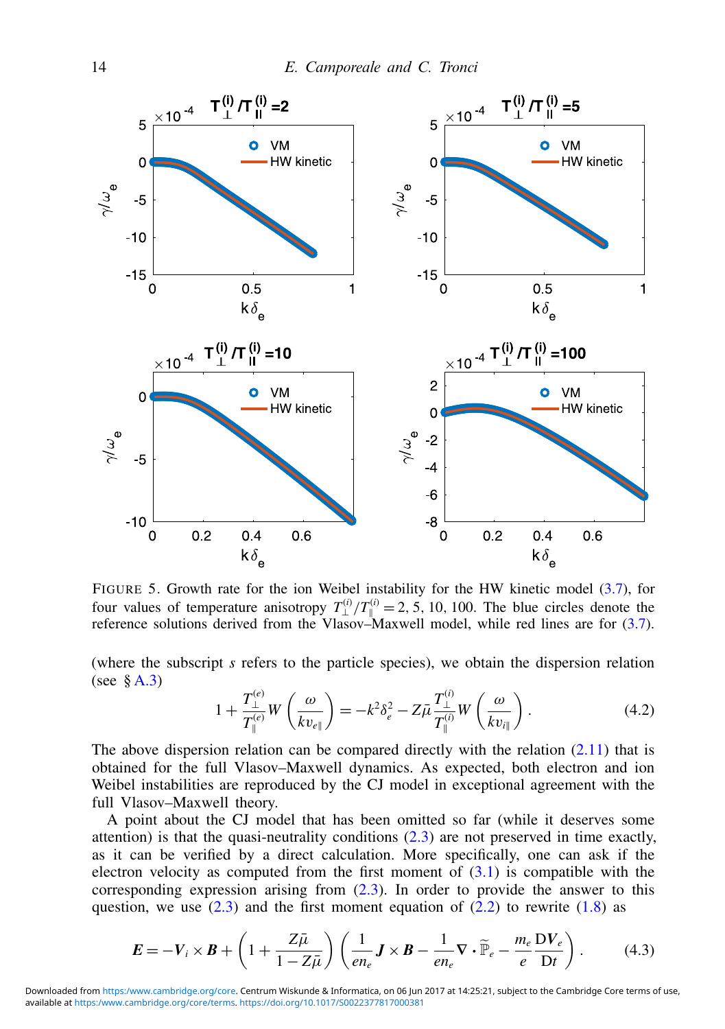FIGURE 5. Growth rate for the ion Weibel instability for the HW kinetic model (3.7), for four values of temperature anisotropy $T_\perp^{(i)}/T_\parallel^{(i)} = 2, 5, 10, 100$. The blue circles denote the reference solutions derived from the Vlasov–Maxwell model, while red lines are for (3.7).

(where the subscript $s$ refers to the particle species), we obtain the dispersion relation (see § A.3)

$$1 + \frac{T_\perp^{(e)}}{T_\parallel^{(e)}} W\left(\frac{\omega}{k v_{e\parallel}}\right) = -k^2\delta_e^2 - Z\bar{\mu}\frac{T_\perp^{(i)}}{T_\parallel^{(i)}} W\left(\frac{\omega}{k v_{i\parallel}}\right). \tag{4.2}$$

The above dispersion relation can be compared directly with the relation (2.11) that is obtained for the full Vlasov–Maxwell dynamics. As expected, both electron and ion Weibel instabilities are reproduced by the CJ model in exceptional agreement with the full Vlasov–Maxwell theory.

A point about the CJ model that has been omitted so far (while it deserves some attention) is that the quasi-neutrality conditions (2.3) are not preserved in time exactly, as it can be verified by a direct calculation. More specifically, one can ask if the electron velocity as computed from the first moment of (3.1) is compatible with the corresponding expression arising from (2.3). In order to provide the answer to this question, we use (2.3) and the first moment equation of (2.2) to rewrite (1.8) as

$$\boldsymbol{E} = -\boldsymbol{V}_i \times \boldsymbol{B} + \left(1 + \frac{Z\bar{\mu}}{1 - Z\bar{\mu}}\right)\left(\frac{1}{en_e}\boldsymbol{J} \times \boldsymbol{B} - \frac{1}{en_e}\nabla \cdot \widetilde{\mathbb{P}}_e - \frac{m_e}{e}\frac{\mathrm{D}\boldsymbol{V}_e}{\mathrm{D}t}\right). \tag{4.3}$$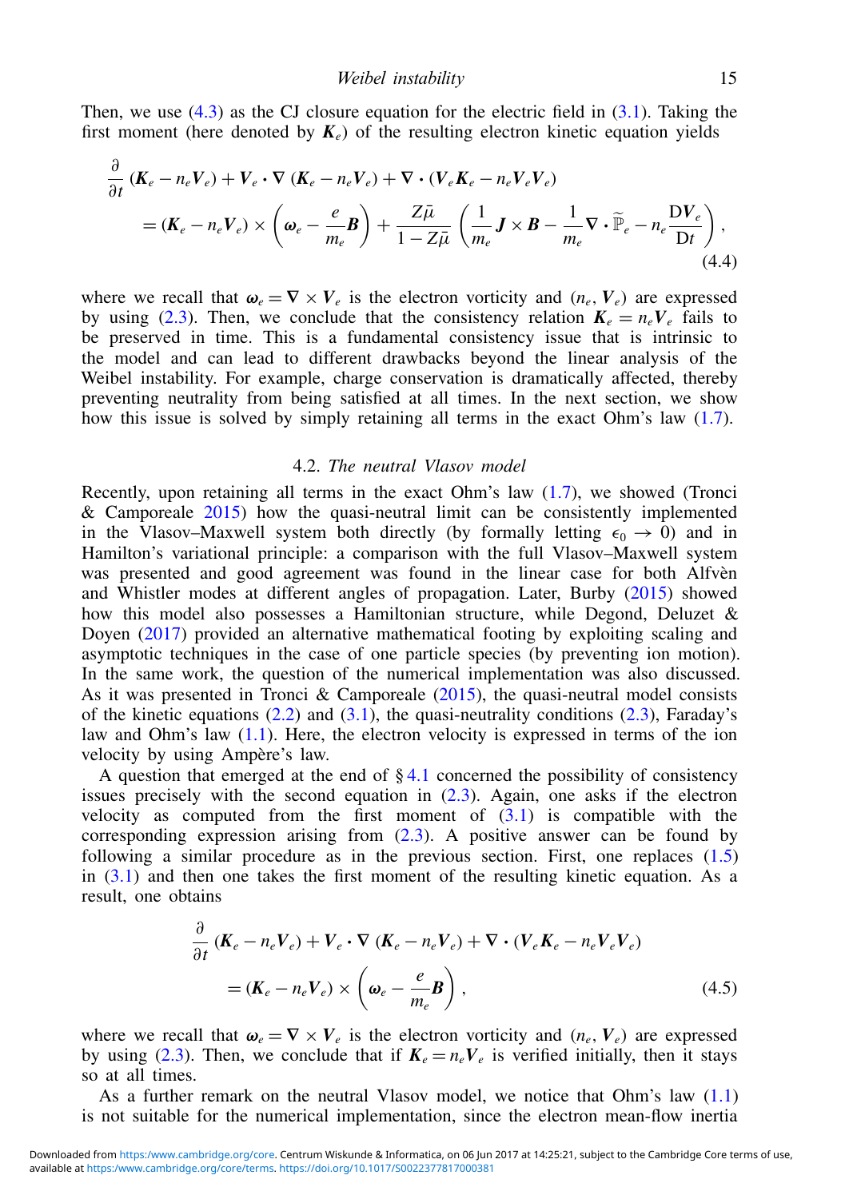Then, we use (4.3) as the CJ closure equation for the electric field in (3.1). Taking the first moment (here denoted by $\boldsymbol{K}_e$) of the resulting electron kinetic equation yields

$$
\begin{aligned}
&\frac{\partial}{\partial t}\left(\boldsymbol{K}_e - n_e\boldsymbol{V}_e\right) + \boldsymbol{V}_e \cdot \nabla\left(\boldsymbol{K}_e - n_e\boldsymbol{V}_e\right) + \nabla \cdot \left(\boldsymbol{V}_e\boldsymbol{K}_e - n_e\boldsymbol{V}_e\boldsymbol{V}_e\right) \\
&\quad = \left(\boldsymbol{K}_e - n_e\boldsymbol{V}_e\right) \times \left(\boldsymbol{\omega}_e - \frac{e}{m_e}\boldsymbol{B}\right) + \frac{Z\bar{\mu}}{1 - Z\bar{\mu}}\left(\frac{1}{m_e}\boldsymbol{J} \times \boldsymbol{B} - \frac{1}{m_e}\nabla \cdot \widetilde{\mathbb{P}}_e - n_e\frac{\mathrm{D}\boldsymbol{V}_e}{\mathrm{D}t}\right),
\end{aligned} \tag{4.4}
$$

where we recall that $\boldsymbol{\omega}_e = \nabla \times \boldsymbol{V}_e$ is the electron vorticity and $(n_e, \boldsymbol{V}_e)$ are expressed by using (2.3). Then, we conclude that the consistency relation $\boldsymbol{K}_e = n_e\boldsymbol{V}_e$ fails to be preserved in time. This is a fundamental consistency issue that is intrinsic to the model and can lead to different drawbacks beyond the linear analysis of the Weibel instability. For example, charge conservation is dramatically affected, thereby preventing neutrality from being satisfied at all times. In the next section, we show how this issue is solved by simply retaining all terms in the exact Ohm's law (1.7).

### 4.2. *The neutral Vlasov model*

Recently, upon retaining all terms in the exact Ohm's law (1.7), we showed (Tronci & Camporeale 2015) how the quasi-neutral limit can be consistently implemented in the Vlasov–Maxwell system both directly (by formally letting $\epsilon_0 \to 0$) and in Hamilton's variational principle: a comparison with the full Vlasov–Maxwell system was presented and good agreement was found in the linear case for both Alfvèn and Whistler modes at different angles of propagation. Later, Burby (2015) showed how this model also possesses a Hamiltonian structure, while Degond, Deluzet & Doyen (2017) provided an alternative mathematical footing by exploiting scaling and asymptotic techniques in the case of one particle species (by preventing ion motion). In the same work, the question of the numerical implementation was also discussed. As it was presented in Tronci & Camporeale (2015), the quasi-neutral model consists of the kinetic equations (2.2) and (3.1), the quasi-neutrality conditions (2.3), Faraday's law and Ohm's law (1.1). Here, the electron velocity is expressed in terms of the ion velocity by using Ampère's law.

A question that emerged at the end of § 4.1 concerned the possibility of consistency issues precisely with the second equation in (2.3). Again, one asks if the electron velocity as computed from the first moment of (3.1) is compatible with the corresponding expression arising from (2.3). A positive answer can be found by following a similar procedure as in the previous section. First, one replaces (1.5) in (3.1) and then one takes the first moment of the resulting kinetic equation. As a result, one obtains

$$
\begin{aligned}
&\frac{\partial}{\partial t}\left(\boldsymbol{K}_e - n_e\boldsymbol{V}_e\right) + \boldsymbol{V}_e \cdot \nabla\left(\boldsymbol{K}_e - n_e\boldsymbol{V}_e\right) + \nabla \cdot \left(\boldsymbol{V}_e\boldsymbol{K}_e - n_e\boldsymbol{V}_e\boldsymbol{V}_e\right) \\
&\quad = \left(\boldsymbol{K}_e - n_e\boldsymbol{V}_e\right) \times \left(\boldsymbol{\omega}_e - \frac{e}{m_e}\boldsymbol{B}\right),
\end{aligned} \tag{4.5}
$$

where we recall that $\boldsymbol{\omega}_e = \nabla \times \boldsymbol{V}_e$ is the electron vorticity and $(n_e, \boldsymbol{V}_e)$ are expressed by using (2.3). Then, we conclude that if $\boldsymbol{K}_e = n_e\boldsymbol{V}_e$ is verified initially, then it stays so at all times.

As a further remark on the neutral Vlasov model, we notice that Ohm's law (1.1) is not suitable for the numerical implementation, since the electron mean-flow inertia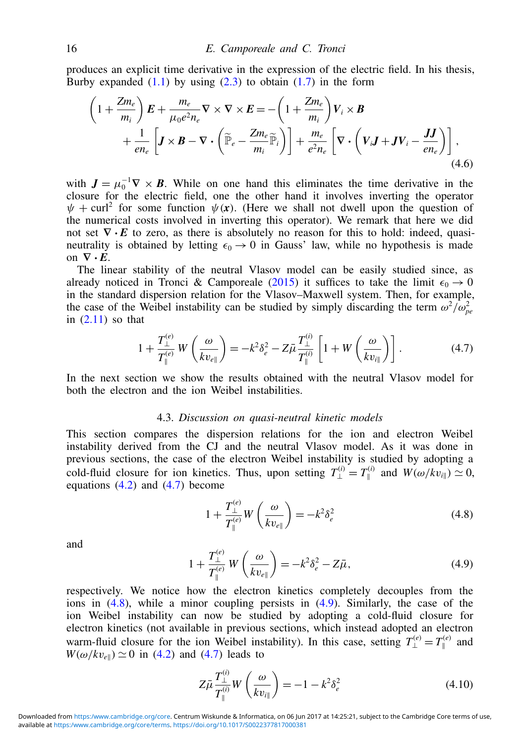produces an explicit time derivative in the expression of the electric field. In his thesis, Burby expanded (1.1) by using (2.3) to obtain (1.7) in the form

$$\left(1+\frac{Zm_e}{m_i}\right)\boldsymbol{E}+\frac{m_e}{\mu_0 e^2 n_e}\nabla\times\nabla\times\boldsymbol{E}=-\left(1+\frac{Zm_e}{m_i}\right)\boldsymbol{V}_i\times\boldsymbol{B}$$
$$+\frac{1}{en_e}\left[\boldsymbol{J}\times\boldsymbol{B}-\nabla\cdot\left(\widetilde{\mathbb{P}}_e-\frac{Zm_e}{m_i}\widetilde{\mathbb{P}}_i\right)\right]+\frac{m_e}{e^2 n_e}\left[\nabla\cdot\left(\boldsymbol{V}_i\boldsymbol{J}+\boldsymbol{J}\boldsymbol{V}_i-\frac{\boldsymbol{J}\boldsymbol{J}}{en_e}\right)\right], \tag{4.6}$$

with $\boldsymbol{J}=\mu_0^{-1}\nabla\times\boldsymbol{B}$. While on one hand this eliminates the time derivative in the closure for the electric field, one the other hand it involves inverting the operator $\psi+\mathrm{curl}^2$ for some function $\psi(\boldsymbol{x})$. (Here we shall not dwell upon the question of the numerical costs involved in inverting this operator). We remark that here we did not set $\nabla\cdot\boldsymbol{E}$ to zero, as there is absolutely no reason for this to hold: indeed, quasi-neutrality is obtained by letting $\epsilon_0\rightarrow 0$ in Gauss' law, while no hypothesis is made on $\nabla\cdot\boldsymbol{E}$.

The linear stability of the neutral Vlasov model can be easily studied since, as already noticed in Tronci & Camporeale (2015) it suffices to take the limit $\epsilon_0\rightarrow 0$ in the standard dispersion relation for the Vlasov–Maxwell system. Then, for example, the case of the Weibel instability can be studied by simply discarding the term $\omega^2/\omega_{pe}^2$ in (2.11) so that

$$1+\frac{T_\perp^{(e)}}{T_\parallel^{(e)}}W\left(\frac{\omega}{kv_{e\parallel}}\right)=-k^2\delta_e^2-Z\bar{\mu}\frac{T_\perp^{(i)}}{T_\parallel^{(i)}}\left[1+W\left(\frac{\omega}{kv_{i\parallel}}\right)\right]. \tag{4.7}$$

In the next section we show the results obtained with the neutral Vlasov model for both the electron and the ion Weibel instabilities.

### 4.3. *Discussion on quasi-neutral kinetic models*

This section compares the dispersion relations for the ion and electron Weibel instability derived from the CJ and the neutral Vlasov model. As it was done in previous sections, the case of the electron Weibel instability is studied by adopting a cold-fluid closure for ion kinetics. Thus, upon setting $T_\perp^{(i)}=T_\parallel^{(i)}$ and $W(\omega/kv_{i\parallel})\simeq 0$, equations (4.2) and (4.7) become

$$1+\frac{T_\perp^{(e)}}{T_\parallel^{(e)}}W\left(\frac{\omega}{kv_{e\parallel}}\right)=-k^2\delta_e^2 \tag{4.8}$$

and

$$1+\frac{T_\perp^{(e)}}{T_\parallel^{(e)}}W\left(\frac{\omega}{kv_{e\parallel}}\right)=-k^2\delta_e^2-Z\bar{\mu}, \tag{4.9}$$

respectively. We notice how the electron kinetics completely decouples from the ions in (4.8), while a minor coupling persists in (4.9). Similarly, the case of the ion Weibel instability can now be studied by adopting a cold-fluid closure for electron kinetics (not available in previous sections, which instead adopted an electron warm-fluid closure for the ion Weibel instability). In this case, setting $T_\perp^{(e)}=T_\parallel^{(e)}$ and $W(\omega/kv_{e\parallel})\simeq 0$ in (4.2) and (4.7) leads to

$$Z\bar{\mu}\frac{T_\perp^{(i)}}{T_\parallel^{(i)}}W\left(\frac{\omega}{kv_{i\parallel}}\right)=-1-k^2\delta_e^2 \tag{4.10}$$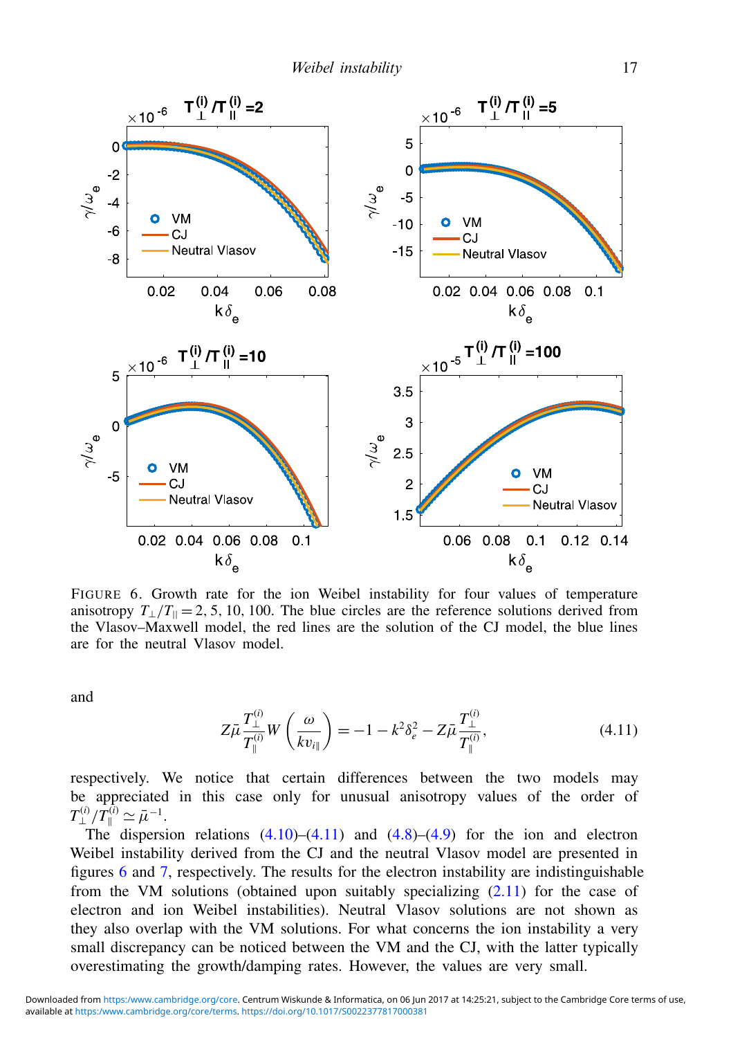FIGURE 6. Growth rate for the ion Weibel instability for four values of temperature anisotropy $T_\perp/T_\parallel = 2, 5, 10, 100$. The blue circles are the reference solutions derived from the Vlasov–Maxwell model, the red lines are the solution of the CJ model, the blue lines are for the neutral Vlasov model.

and

$$Z\bar{\mu}\frac{T_\perp^{(i)}}{T_\parallel^{(i)}} W\left(\frac{\omega}{k v_{i\parallel}}\right) = -1 - k^2\delta_e^2 - Z\bar{\mu}\frac{T_\perp^{(i)}}{T_\parallel^{(i)}}, \tag{4.11}$$

respectively. We notice that certain differences between the two models may be appreciated in this case only for unusual anisotropy values of the order of $T_\perp^{(i)}/T_\parallel^{(i)} \simeq \bar{\mu}^{-1}$.

The dispersion relations (4.10)–(4.11) and (4.8)–(4.9) for the ion and electron Weibel instability derived from the CJ and the neutral Vlasov model are presented in figures 6 and 7, respectively. The results for the electron instability are indistinguishable from the VM solutions (obtained upon suitably specializing (2.11) for the case of electron and ion Weibel instabilities). Neutral Vlasov solutions are not shown as they also overlap with the VM solutions. For what concerns the ion instability a very small discrepancy can be noticed between the VM and the CJ, with the latter typically overestimating the growth/damping rates. However, the values are very small.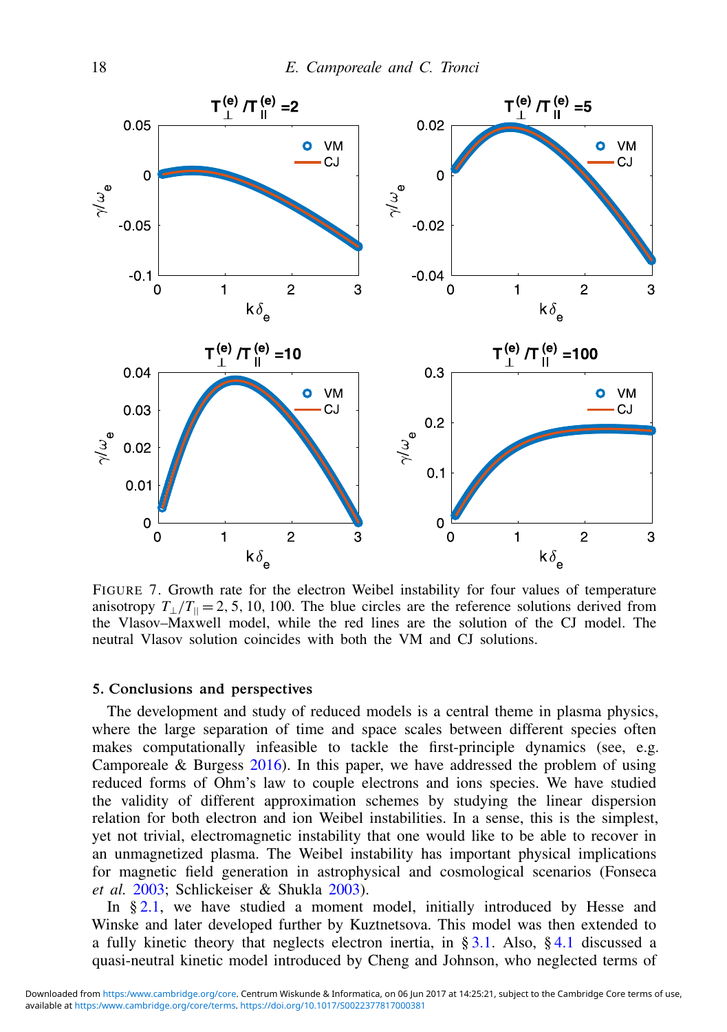FIGURE 7. Growth rate for the electron Weibel instability for four values of temperature anisotropy $T_\perp/T_\parallel = 2, 5, 10, 100$. The blue circles are the reference solutions derived from the Vlasov–Maxwell model, while the red lines are the solution of the CJ model. The neutral Vlasov solution coincides with both the VM and CJ solutions.

## 5. Conclusions and perspectives

The development and study of reduced models is a central theme in plasma physics, where the large separation of time and space scales between different species often makes computationally infeasible to tackle the first-principle dynamics (see, e.g. Camporeale & Burgess 2016). In this paper, we have addressed the problem of using reduced forms of Ohm's law to couple electrons and ions species. We have studied the validity of different approximation schemes by studying the linear dispersion relation for both electron and ion Weibel instabilities. In a sense, this is the simplest, yet not trivial, electromagnetic instability that one would like to be able to recover in an unmagnetized plasma. The Weibel instability has important physical implications for magnetic field generation in astrophysical and cosmological scenarios (Fonseca *et al.* 2003; Schlickeiser & Shukla 2003).

In § 2.1, we have studied a moment model, initially introduced by Hesse and Winske and later developed further by Kuztnetsova. This model was then extended to a fully kinetic theory that neglects electron inertia, in § 3.1. Also, § 4.1 discussed a quasi-neutral kinetic model introduced by Cheng and Johnson, who neglected terms of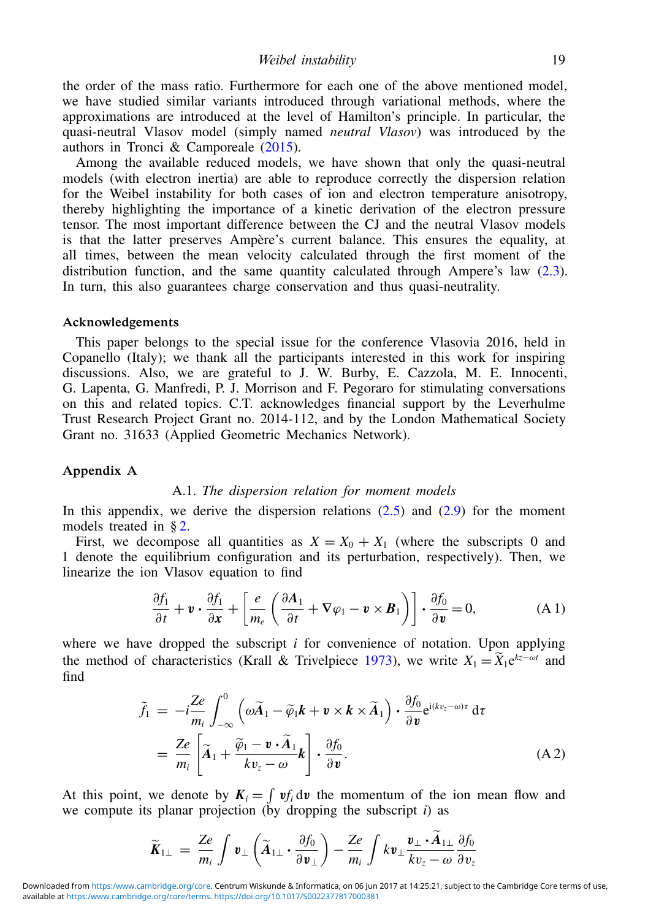the order of the mass ratio. Furthermore for each one of the above mentioned model, we have studied similar variants introduced through variational methods, where the approximations are introduced at the level of Hamilton's principle. In particular, the quasi-neutral Vlasov model (simply named *neutral Vlasov*) was introduced by the authors in Tronci & Camporeale (2015).

Among the available reduced models, we have shown that only the quasi-neutral models (with electron inertia) are able to reproduce correctly the dispersion relation for the Weibel instability for both cases of ion and electron temperature anisotropy, thereby highlighting the importance of a kinetic derivation of the electron pressure tensor. The most important difference between the CJ and the neutral Vlasov models is that the latter preserves Ampère's current balance. This ensures the equality, at all times, between the mean velocity calculated through the first moment of the distribution function, and the same quantity calculated through Ampere's law (2.3). In turn, this also guarantees charge conservation and thus quasi-neutrality.

### Acknowledgements

This paper belongs to the special issue for the conference Vlasovia 2016, held in Copanello (Italy); we thank all the participants interested in this work for inspiring discussions. Also, we are grateful to J. W. Burby, E. Cazzola, M. E. Innocenti, G. Lapenta, G. Manfredi, P. J. Morrison and F. Pegoraro for stimulating conversations on this and related topics. C.T. acknowledges financial support by the Leverhulme Trust Research Project Grant no. 2014-112, and by the London Mathematical Society Grant no. 31633 (Applied Geometric Mechanics Network).

## Appendix A

### A.1. *The dispersion relation for moment models*

In this appendix, we derive the dispersion relations (2.5) and (2.9) for the moment models treated in § 2.

First, we decompose all quantities as $X = X_0 + X_1$ (where the subscripts 0 and 1 denote the equilibrium configuration and its perturbation, respectively). Then, we linearize the ion Vlasov equation to find

$$\frac{\partial f_1}{\partial t} + \boldsymbol{v} \cdot \frac{\partial f_1}{\partial \boldsymbol{x}} + \left[ \frac{e}{m_e} \left( \frac{\partial \boldsymbol{A}_1}{\partial t} + \nabla \varphi_1 - \boldsymbol{v} \times \boldsymbol{B}_1 \right) \right] \cdot \frac{\partial f_0}{\partial \boldsymbol{v}} = 0, \tag{A 1}$$

where we have dropped the subscript $i$ for convenience of notation. Upon applying the method of characteristics (Krall & Trivelpiece 1973), we write $X_1 = \widetilde{X}_1 \mathrm{e}^{kz-\omega t}$ and find

$$\begin{aligned}
\tilde{f}_1 &= -i\frac{Ze}{m_i} \int_{-\infty}^{0} \left( \omega \widetilde{\boldsymbol{A}}_1 - \widetilde{\varphi}_1 \boldsymbol{k} + \boldsymbol{v} \times \boldsymbol{k} \times \widetilde{\boldsymbol{A}}_1 \right) \cdot \frac{\partial f_0}{\partial \boldsymbol{v}} \mathrm{e}^{\mathrm{i}(kv_z - \omega)\tau} \, \mathrm{d}\tau \\
&= \frac{Ze}{m_i} \left[ \widetilde{\boldsymbol{A}}_1 + \frac{\widetilde{\varphi}_1 - \boldsymbol{v} \cdot \widetilde{\boldsymbol{A}}_1}{kv_z - \omega} \boldsymbol{k} \right] \cdot \frac{\partial f_0}{\partial \boldsymbol{v}}.
\end{aligned} \tag{A 2}$$

At this point, we denote by $\boldsymbol{K}_i = \int \boldsymbol{v} f_i \, \mathrm{d}\boldsymbol{v}$ the momentum of the ion mean flow and we compute its planar projection (by dropping the subscript $i$) as

$$\widetilde{\boldsymbol{K}}_{1\perp} = \frac{Ze}{m_i} \int \boldsymbol{v}_\perp \left( \widetilde{\boldsymbol{A}}_{1\perp} \cdot \frac{\partial f_0}{\partial \boldsymbol{v}_\perp} \right) - \frac{Ze}{m_i} \int k \boldsymbol{v}_\perp \frac{\boldsymbol{v}_\perp \cdot \widetilde{\boldsymbol{A}}_{1\perp}}{kv_z - \omega} \frac{\partial f_0}{\partial v_z}$$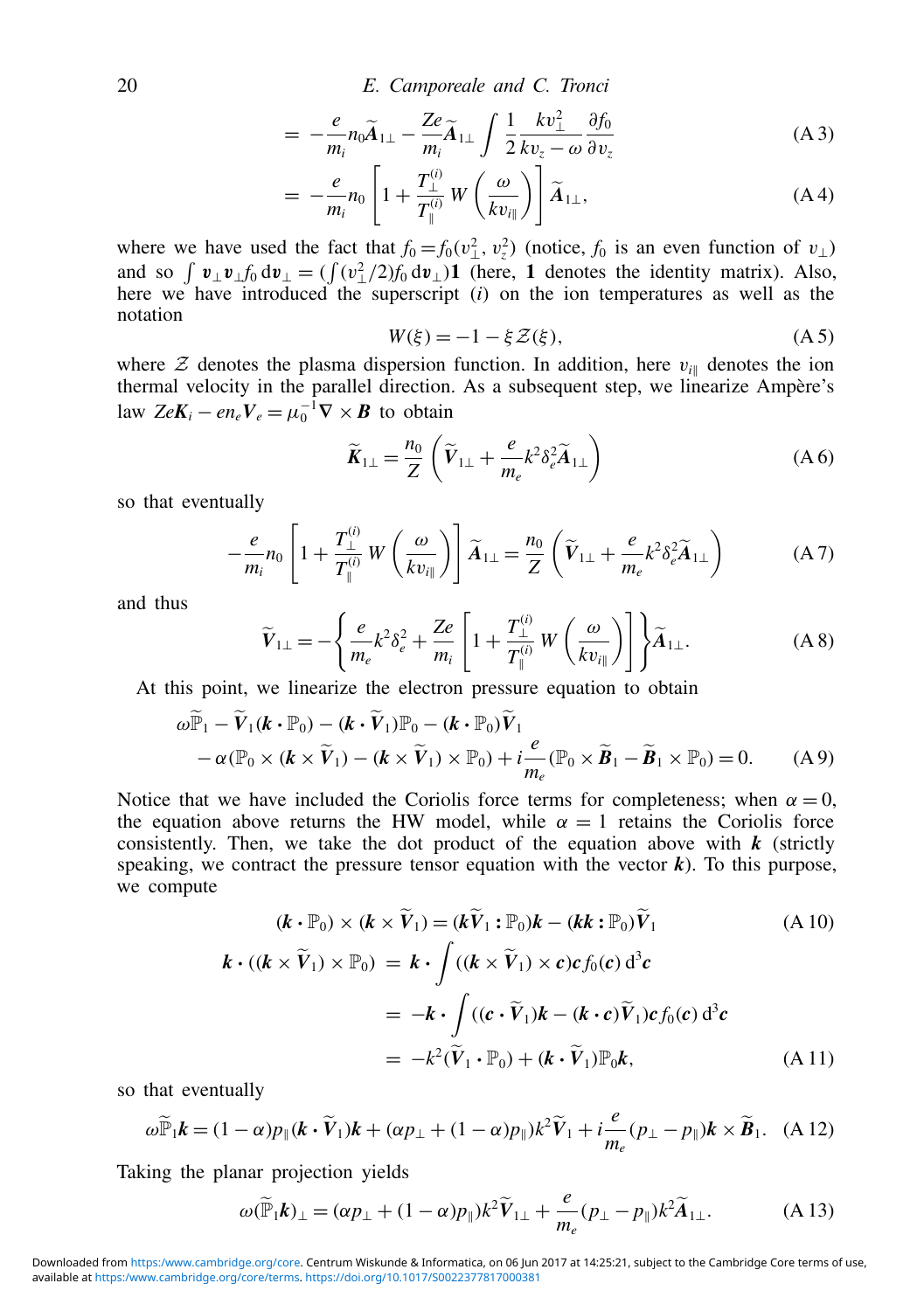$$= -\frac{e}{m_i} n_0 \widetilde{\boldsymbol{A}}_{1\perp} - \frac{Ze}{m_i} \widetilde{\boldsymbol{A}}_{1\perp} \int \frac{1}{2} \frac{k v_\perp^2}{k v_z - \omega} \frac{\partial f_0}{\partial v_z} \tag{A 3}$$

$$= -\frac{e}{m_i} n_0 \left[ 1 + \frac{T_\perp^{(i)}}{T_\parallel^{(i)}} W\left( \frac{\omega}{k v_{i\parallel}} \right) \right] \widetilde{\boldsymbol{A}}_{1\perp}, \tag{A 4}$$

where we have used the fact that $f_0 = f_0(v_\perp^2, v_z^2)$ (notice, $f_0$ is an even function of $v_\perp$) and so $\int \boldsymbol{v}_\perp \boldsymbol{v}_\perp f_0 \, \mathrm{d}\boldsymbol{v}_\perp = (\int (v_\perp^2/2) f_0 \, \mathrm{d}\boldsymbol{v}_\perp)\mathbf{1}$ (here, $\mathbf{1}$ denotes the identity matrix). Also, here we have introduced the superscript $(i)$ on the ion temperatures as well as the notation

$$W(\xi) = -1 - \xi \mathcal{Z}(\xi), \tag{A 5}$$

where $\mathcal{Z}$ denotes the plasma dispersion function. In addition, here $v_{i\parallel}$ denotes the ion thermal velocity in the parallel direction. As a subsequent step, we linearize Ampère's law $Ze\boldsymbol{K}_i - en_e\boldsymbol{V}_e = \mu_0^{-1}\nabla \times \boldsymbol{B}$ to obtain

$$\widetilde{\boldsymbol{K}}_{1\perp} = \frac{n_0}{Z} \left( \widetilde{\boldsymbol{V}}_{1\perp} + \frac{e}{m_e} k^2 \delta_e^2 \widetilde{\boldsymbol{A}}_{1\perp} \right) \tag{A 6}$$

so that eventually

$$-\frac{e}{m_i} n_0 \left[ 1 + \frac{T_\perp^{(i)}}{T_\parallel^{(i)}} W\left( \frac{\omega}{k v_{i\parallel}} \right) \right] \widetilde{\boldsymbol{A}}_{1\perp} = \frac{n_0}{Z} \left( \widetilde{\boldsymbol{V}}_{1\perp} + \frac{e}{m_e} k^2 \delta_e^2 \widetilde{\boldsymbol{A}}_{1\perp} \right) \tag{A 7}$$

and thus

$$\widetilde{\boldsymbol{V}}_{1\perp} = -\left\{ \frac{e}{m_e} k^2 \delta_e^2 + \frac{Ze}{m_i} \left[ 1 + \frac{T_\perp^{(i)}}{T_\parallel^{(i)}} W\left( \frac{\omega}{k v_{i\parallel}} \right) \right] \right\} \widetilde{\boldsymbol{A}}_{1\perp}. \tag{A 8}$$

At this point, we linearize the electron pressure equation to obtain

$$\begin{aligned} &\omega \widetilde{\mathbb{P}}_1 - \widetilde{\boldsymbol{V}}_1(\boldsymbol{k} \cdot \mathbb{P}_0) - (\boldsymbol{k} \cdot \widetilde{\boldsymbol{V}}_1)\mathbb{P}_0 - (\boldsymbol{k} \cdot \mathbb{P}_0)\widetilde{\boldsymbol{V}}_1 \\ &\quad - \alpha(\mathbb{P}_0 \times (\boldsymbol{k} \times \widetilde{\boldsymbol{V}}_1) - (\boldsymbol{k} \times \widetilde{\boldsymbol{V}}_1) \times \mathbb{P}_0) + i\frac{e}{m_e}(\mathbb{P}_0 \times \widetilde{\boldsymbol{B}}_1 - \widetilde{\boldsymbol{B}}_1 \times \mathbb{P}_0) = 0. \end{aligned} \tag{A 9}$$

Notice that we have included the Coriolis force terms for completeness; when $\alpha = 0$, the equation above returns the HW model, while $\alpha = 1$ retains the Coriolis force consistently. Then, we take the dot product of the equation above with $\boldsymbol{k}$ (strictly speaking, we contract the pressure tensor equation with the vector $\boldsymbol{k}$). To this purpose, we compute

$$(\boldsymbol{k} \cdot \mathbb{P}_0) \times (\boldsymbol{k} \times \widetilde{\boldsymbol{V}}_1) = (\boldsymbol{k}\widetilde{\boldsymbol{V}}_1 : \mathbb{P}_0)\boldsymbol{k} - (\boldsymbol{k}\boldsymbol{k} : \mathbb{P}_0)\widetilde{\boldsymbol{V}}_1 \tag{A 10}$$

$$\begin{aligned} \boldsymbol{k} \cdot ((\boldsymbol{k} \times \widetilde{\boldsymbol{V}}_1) \times \mathbb{P}_0) &= \boldsymbol{k} \cdot \int ((\boldsymbol{k} \times \widetilde{\boldsymbol{V}}_1) \times \boldsymbol{c})\boldsymbol{c} f_0(\boldsymbol{c}) \, \mathrm{d}^3\boldsymbol{c} \\ &= -\boldsymbol{k} \cdot \int ((\boldsymbol{c} \cdot \widetilde{\boldsymbol{V}}_1)\boldsymbol{k} - (\boldsymbol{k} \cdot \boldsymbol{c})\widetilde{\boldsymbol{V}}_1)\boldsymbol{c} f_0(\boldsymbol{c}) \, \mathrm{d}^3\boldsymbol{c} \\ &= -k^2(\widetilde{\boldsymbol{V}}_1 \cdot \mathbb{P}_0) + (\boldsymbol{k} \cdot \widetilde{\boldsymbol{V}}_1)\mathbb{P}_0\boldsymbol{k}, \end{aligned} \tag{A 11}$$

so that eventually

$$\omega \widetilde{\mathbb{P}}_1 \boldsymbol{k} = (1 - \alpha) p_\parallel (\boldsymbol{k} \cdot \widetilde{\boldsymbol{V}}_1)\boldsymbol{k} + (\alpha p_\perp + (1 - \alpha) p_\parallel) k^2 \widetilde{\boldsymbol{V}}_1 + i\frac{e}{m_e}(p_\perp - p_\parallel)\boldsymbol{k} \times \widetilde{\boldsymbol{B}}_1. \tag{A 12}$$

Taking the planar projection yields

$$\omega (\widetilde{\mathbb{P}}_1 \boldsymbol{k})_\perp = (\alpha p_\perp + (1 - \alpha) p_\parallel) k^2 \widetilde{\boldsymbol{V}}_{1\perp} + \frac{e}{m_e}(p_\perp - p_\parallel) k^2 \widetilde{\boldsymbol{A}}_{1\perp}. \tag{A 13}$$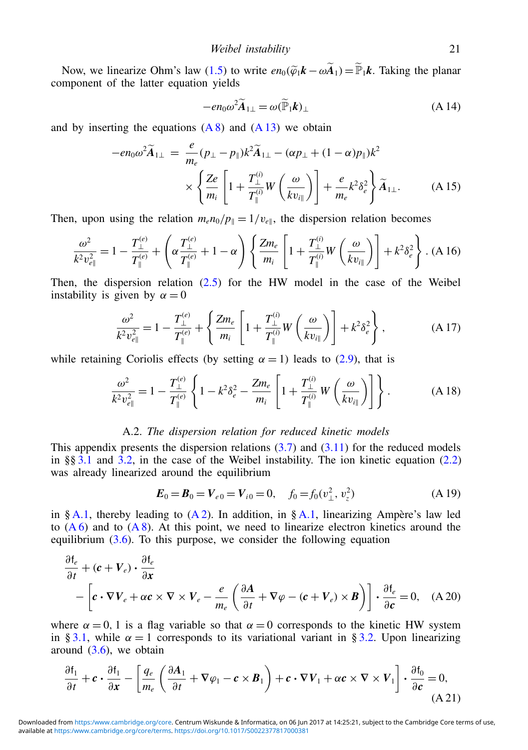Now, we linearize Ohm's law (1.5) to write $en_0(\widetilde{\varphi}_1\boldsymbol{k} - \omega\widetilde{\boldsymbol{A}}_1) = \widetilde{\mathbb{P}}_1\boldsymbol{k}$. Taking the planar component of the latter equation yields

$$-en_0\omega^2\widetilde{\boldsymbol{A}}_{1\perp} = \omega(\widetilde{\mathbb{P}}_1\boldsymbol{k})_\perp \tag{A 14}$$

and by inserting the equations (A 8) and (A 13) we obtain

$$\begin{aligned}-en_0\omega^2\widetilde{\boldsymbol{A}}_{1\perp} \;=\; & \frac{e}{m_e}(p_\perp - p_\parallel)k^2\widetilde{\boldsymbol{A}}_{1\perp} - (\alpha p_\perp + (1-\alpha)p_\parallel)k^2 \\ & \times \left\{ \frac{Ze}{m_i}\left[1 + \frac{T_\perp^{(i)}}{T_\parallel^{(i)}} W\left(\frac{\omega}{kv_{i\parallel}}\right)\right] + \frac{e}{m_e}k^2\delta_e^2 \right\} \widetilde{\boldsymbol{A}}_{1\perp}.\end{aligned} \tag{A 15}$$

Then, upon using the relation $m_e n_0/p_\parallel = 1/v_{e\parallel}$, the dispersion relation becomes

$$\frac{\omega^2}{k^2v_{e\parallel}^2} = 1 - \frac{T_\perp^{(e)}}{T_\parallel^{(e)}} + \left(\alpha\frac{T_\perp^{(e)}}{T_\parallel^{(e)}} + 1 - \alpha\right)\left\{\frac{Zm_e}{m_i}\left[1 + \frac{T_\perp^{(i)}}{T_\parallel^{(i)}} W\left(\frac{\omega}{kv_{i\parallel}}\right)\right] + k^2\delta_e^2\right\}. \tag{A 16}$$

Then, the dispersion relation (2.5) for the HW model in the case of the Weibel instability is given by $\alpha = 0$

$$\frac{\omega^2}{k^2v_{e\parallel}^2} = 1 - \frac{T_\perp^{(e)}}{T_\parallel^{(e)}} + \left\{\frac{Zm_e}{m_i}\left[1 + \frac{T_\perp^{(i)}}{T_\parallel^{(i)}} W\left(\frac{\omega}{kv_{i\parallel}}\right)\right] + k^2\delta_e^2\right\}, \tag{A 17}$$

while retaining Coriolis effects (by setting $\alpha = 1$) leads to (2.9), that is

$$\frac{\omega^2}{k^2v_{e\parallel}^2} = 1 - \frac{T_\perp^{(e)}}{T_\parallel^{(e)}}\left\{1 - k^2\delta_e^2 - \frac{Zm_e}{m_i}\left[1 + \frac{T_\perp^{(i)}}{T_\parallel^{(i)}} W\left(\frac{\omega}{kv_{i\parallel}}\right)\right]\right\}. \tag{A 18}$$

### A.2. *The dispersion relation for reduced kinetic models*

This appendix presents the dispersion relations (3.7) and (3.11) for the reduced models in §§ 3.1 and 3.2, in the case of the Weibel instability. The ion kinetic equation (2.2) was already linearized around the equilibrium

$$\boldsymbol{E}_0 = \boldsymbol{B}_0 = \boldsymbol{V}_{e0} = \boldsymbol{V}_{i0} = 0, \quad f_0 = f_0(v_\perp^2, v_z^2) \tag{A 19}$$

in § A.1, thereby leading to (A 2). In addition, in § A.1, linearizing Ampère's law led to (A 6) and to (A 8). At this point, we need to linearize electron kinetics around the equilibrium (3.6). To this purpose, we consider the following equation

$$\begin{aligned}&\frac{\partial \mathsf{f}_e}{\partial t} + (\boldsymbol{c} + \boldsymbol{V}_e)\cdot\frac{\partial \mathsf{f}_e}{\partial \boldsymbol{x}} \\ &\quad - \left[\boldsymbol{c}\cdot\nabla\boldsymbol{V}_e + \alpha\boldsymbol{c}\times\nabla\times\boldsymbol{V}_e - \frac{e}{m_e}\left(\frac{\partial \boldsymbol{A}}{\partial t} + \nabla\varphi - (\boldsymbol{c} + \boldsymbol{V}_e)\times\boldsymbol{B}\right)\right]\cdot\frac{\partial \mathsf{f}_e}{\partial \boldsymbol{c}} = 0,\end{aligned} \tag{A 20}$$

where $\alpha = 0, 1$ is a flag variable so that $\alpha = 0$ corresponds to the kinetic HW system in § 3.1, while $\alpha = 1$ corresponds to its variational variant in § 3.2. Upon linearizing around (3.6), we obtain

$$\frac{\partial \mathsf{f}_1}{\partial t} + \boldsymbol{c}\cdot\frac{\partial \mathsf{f}_1}{\partial \boldsymbol{x}} - \left[\frac{q_e}{m_e}\left(\frac{\partial \boldsymbol{A}_1}{\partial t} + \nabla\varphi_1 - \boldsymbol{c}\times\boldsymbol{B}_1\right) + \boldsymbol{c}\cdot\nabla\boldsymbol{V}_1 + \alpha\boldsymbol{c}\times\nabla\times\boldsymbol{V}_1\right]\cdot\frac{\partial \mathsf{f}_0}{\partial \boldsymbol{c}} = 0, \tag{A 21}$$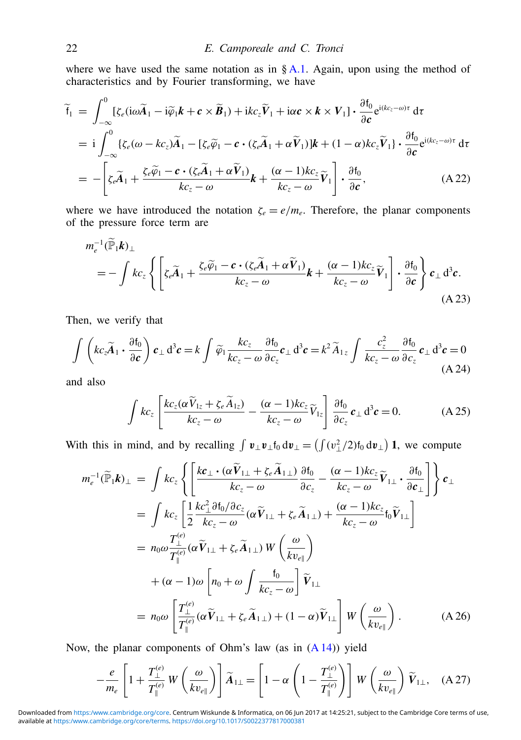where we have used the same notation as in § A.1. Again, upon using the method of characteristics and by Fourier transforming, we have

$$
\begin{aligned}
\widetilde{\mathsf{f}}_1 &= \int_{-\infty}^{0} [\zeta_e(\mathrm{i}\omega\widetilde{\boldsymbol{A}}_1 - \mathrm{i}\widetilde{\varphi}_1\boldsymbol{k} + \boldsymbol{c}\times\widetilde{\boldsymbol{B}}_1) + \mathrm{i}kc_z\widetilde{\boldsymbol{V}}_1 + \mathrm{i}\alpha\boldsymbol{c}\times\boldsymbol{k}\times\boldsymbol{V}_1]\boldsymbol{\cdot}\frac{\partial\mathsf{f}_0}{\partial\boldsymbol{c}}\mathrm{e}^{\mathrm{i}(kc_z-\omega)\tau}\,\mathrm{d}\tau \\
&= \mathrm{i}\int_{-\infty}^{0} \{\zeta_e(\omega - kc_z)\widetilde{\boldsymbol{A}}_1 - [\zeta_e\widetilde{\varphi}_1 - \boldsymbol{c}\boldsymbol{\cdot}(\zeta_e\widetilde{\boldsymbol{A}}_1 + \alpha\widetilde{\boldsymbol{V}}_1)]\boldsymbol{k} + (1-\alpha)kc_z\widetilde{\boldsymbol{V}}_1\}\boldsymbol{\cdot}\frac{\partial\mathsf{f}_0}{\partial\boldsymbol{c}}\mathrm{e}^{\mathrm{i}(kc_z-\omega)\tau}\,\mathrm{d}\tau \\
&= -\left[\zeta_e\widetilde{\boldsymbol{A}}_1 + \frac{\zeta_e\widetilde{\varphi}_1 - \boldsymbol{c}\boldsymbol{\cdot}(\zeta_e\widetilde{\boldsymbol{A}}_1 + \alpha\widetilde{\boldsymbol{V}}_1)}{kc_z - \omega}\boldsymbol{k} + \frac{(\alpha-1)kc_z}{kc_z-\omega}\widetilde{\boldsymbol{V}}_1\right]\boldsymbol{\cdot}\frac{\partial\mathsf{f}_0}{\partial\boldsymbol{c}},
\end{aligned} \tag{A 22}
$$

where we have introduced the notation $\zeta_e = e/m_e$. Therefore, the planar components of the pressure force term are

$$
\begin{aligned}
&m_e^{-1}(\widetilde{\mathbb{P}}_1\boldsymbol{k})_\perp \\
&\quad = -\int kc_z\left\{\left[\zeta_e\widetilde{\boldsymbol{A}}_1 + \frac{\zeta_e\widetilde{\varphi}_1 - \boldsymbol{c}\boldsymbol{\cdot}(\zeta_e\widetilde{\boldsymbol{A}}_1 + \alpha\widetilde{\boldsymbol{V}}_1)}{kc_z-\omega}\boldsymbol{k} + \frac{(\alpha-1)kc_z}{kc_z-\omega}\widetilde{\boldsymbol{V}}_1\right]\boldsymbol{\cdot}\frac{\partial\mathsf{f}_0}{\partial\boldsymbol{c}}\right\}\boldsymbol{c}_\perp\,\mathrm{d}^3\boldsymbol{c}.
\end{aligned} \tag{A 23}
$$

Then, we verify that

$$
\int\left(kc_z\widetilde{\boldsymbol{A}}_1\boldsymbol{\cdot}\frac{\partial\mathsf{f}_0}{\partial\boldsymbol{c}}\right)\boldsymbol{c}_\perp\,\mathrm{d}^3\boldsymbol{c} = k\int\widetilde{\varphi}_1\frac{kc_z}{kc_z-\omega}\frac{\partial\mathsf{f}_0}{\partial c_z}\boldsymbol{c}_\perp\,\mathrm{d}^3\boldsymbol{c} = k^2\widetilde{A}_{1z}\int\frac{c_z^2}{kc_z-\omega}\frac{\partial\mathsf{f}_0}{\partial c_z}\boldsymbol{c}_\perp\,\mathrm{d}^3\boldsymbol{c} = 0 \tag{A 24}
$$

and also

$$
\int kc_z\left[\frac{kc_z(\alpha\widetilde{V}_{1z} + \zeta_e\widetilde{A}_{1z})}{kc_z-\omega} - \frac{(\alpha-1)kc_z}{kc_z-\omega}\widetilde{V}_{1z}\right]\frac{\partial\mathsf{f}_0}{\partial c_z}\boldsymbol{c}_\perp\,\mathrm{d}^3\boldsymbol{c} = 0. \tag{A 25}
$$

With this in mind, and by recalling $\int\boldsymbol{v}_\perp\boldsymbol{v}_\perp\mathsf{f}_0\,\mathrm{d}\boldsymbol{v}_\perp = \left(\int(v_\perp^2/2)\mathsf{f}_0\,\mathrm{d}\boldsymbol{v}_\perp\right)\boldsymbol{1}$, we compute

$$
\begin{aligned}
m_e^{-1}(\widetilde{\mathbb{P}}_1\boldsymbol{k})_\perp &= \int kc_z\left\{\left[\frac{k\boldsymbol{c}_\perp\boldsymbol{\cdot}(\alpha\widetilde{\boldsymbol{V}}_{1\perp} + \zeta_e\widetilde{\boldsymbol{A}}_{1\perp})}{kc_z-\omega}\frac{\partial\mathsf{f}_0}{\partial c_z} - \frac{(\alpha-1)kc_z}{kc_z-\omega}\widetilde{\boldsymbol{V}}_{1\perp}\boldsymbol{\cdot}\frac{\partial\mathsf{f}_0}{\partial\boldsymbol{c}_\perp}\right]\right\}\boldsymbol{c}_\perp \\
&= \int kc_z\left[\frac{1}{2}\frac{kc_\perp^2\,\partial\mathsf{f}_0/\partial c_z}{kc_z-\omega}(\alpha\widetilde{\boldsymbol{V}}_{1\perp} + \zeta_e\widetilde{\boldsymbol{A}}_{1\perp}) + \frac{(\alpha-1)kc_z}{kc_z-\omega}\mathsf{f}_0\widetilde{\boldsymbol{V}}_{1\perp}\right] \\
&= n_0\omega\frac{T_\perp^{(e)}}{T_\parallel^{(e)}}(\alpha\widetilde{\boldsymbol{V}}_{1\perp} + \zeta_e\widetilde{\boldsymbol{A}}_{1\perp})\,W\left(\frac{\omega}{kv_{e\parallel}}\right) \\
&\quad + (\alpha-1)\omega\left[n_0 + \omega\int\frac{\mathsf{f}_0}{kc_z-\omega}\right]\widetilde{\boldsymbol{V}}_{1\perp} \\
&= n_0\omega\left[\frac{T_\perp^{(e)}}{T_\parallel^{(e)}}(\alpha\widetilde{\boldsymbol{V}}_{1\perp} + \zeta_e\widetilde{\boldsymbol{A}}_{1\perp}) + (1-\alpha)\widetilde{\boldsymbol{V}}_{1\perp}\right]W\left(\frac{\omega}{kv_{e\parallel}}\right).
\end{aligned} \tag{A 26}
$$

Now, the planar components of Ohm's law (as in (A 14)) yield

$$
-\frac{e}{m_e}\left[1 + \frac{T_\perp^{(e)}}{T_\parallel^{(e)}}W\left(\frac{\omega}{kv_{e\parallel}}\right)\right]\widetilde{\boldsymbol{A}}_{1\perp} = \left[1 - \alpha\left(1 - \frac{T_\perp^{(e)}}{T_\parallel^{(e)}}\right)\right]W\left(\frac{\omega}{kv_{e\parallel}}\right)\widetilde{\boldsymbol{V}}_{1\perp}, \tag{A 27}
$$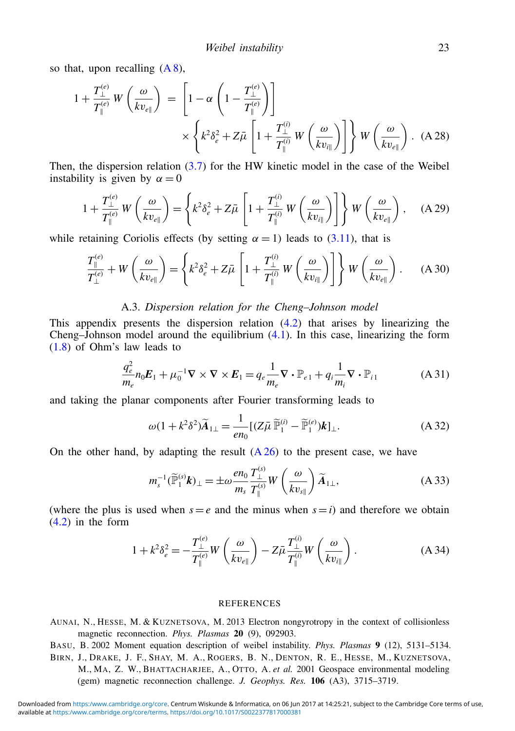so that, upon recalling (A 8),

$$1 + \frac{T_\perp^{(e)}}{T_\parallel^{(e)}} W\left(\frac{\omega}{k v_{e\parallel}}\right) = \left[1 - \alpha\left(1 - \frac{T_\perp^{(e)}}{T_\parallel^{(e)}}\right)\right] \times \left\{k^2\delta_e^2 + Z\bar{\mu}\left[1 + \frac{T_\perp^{(i)}}{T_\parallel^{(i)}} W\left(\frac{\omega}{k v_{i\parallel}}\right)\right]\right\} W\left(\frac{\omega}{k v_{e\parallel}}\right). \quad \text{(A 28)}$$

Then, the dispersion relation (3.7) for the HW kinetic model in the case of the Weibel instability is given by $\alpha = 0$

$$1 + \frac{T_\perp^{(e)}}{T_\parallel^{(e)}} W\left(\frac{\omega}{k v_{e\parallel}}\right) = \left\{k^2\delta_e^2 + Z\bar{\mu}\left[1 + \frac{T_\perp^{(i)}}{T_\parallel^{(i)}} W\left(\frac{\omega}{k v_{i\parallel}}\right)\right]\right\} W\left(\frac{\omega}{k v_{e\parallel}}\right), \quad \text{(A 29)}$$

while retaining Coriolis effects (by setting $\alpha = 1$) leads to (3.11), that is

$$\frac{T_\parallel^{(e)}}{T_\perp^{(e)}} + W\left(\frac{\omega}{k v_{e\parallel}}\right) = \left\{k^2\delta_e^2 + Z\bar{\mu}\left[1 + \frac{T_\perp^{(i)}}{T_\parallel^{(i)}} W\left(\frac{\omega}{k v_{i\parallel}}\right)\right]\right\} W\left(\frac{\omega}{k v_{e\parallel}}\right). \quad \text{(A 30)}$$

### A.3. *Dispersion relation for the Cheng–Johnson model*

This appendix presents the dispersion relation (4.2) that arises by linearizing the Cheng–Johnson model around the equilibrium (4.1). In this case, linearizing the form (1.8) of Ohm's law leads to

$$\frac{q_e^2}{m_e} n_0 \boldsymbol{E}_1 + \mu_0^{-1} \nabla \times \nabla \times \boldsymbol{E}_1 = q_e \frac{1}{m_e} \nabla \cdot \mathbb{P}_{e\,1} + q_i \frac{1}{m_i} \nabla \cdot \mathbb{P}_{i\,1} \quad \text{(A 31)}$$

and taking the planar components after Fourier transforming leads to

$$\omega(1 + k^2\delta^2)\widetilde{\boldsymbol{A}}_{1\perp} = \frac{1}{e n_0}[(Z\bar{\mu}\,\widetilde{\mathbb{P}}_1^{(i)} - \widetilde{\mathbb{P}}_1^{(e)})\boldsymbol{k}]_\perp. \quad \text{(A 32)}$$

On the other hand, by adapting the result (A 26) to the present case, we have

$$m_s^{-1}(\widetilde{\mathbb{P}}_1^{(s)}\boldsymbol{k})_\perp = \pm\omega \frac{e n_0}{m_s} \frac{T_\perp^{(s)}}{T_\parallel^{(s)}} W\left(\frac{\omega}{k v_{s\parallel}}\right) \widetilde{\boldsymbol{A}}_{1\perp}, \quad \text{(A 33)}$$

(where the plus is used when $s = e$ and the minus when $s = i$) and therefore we obtain (4.2) in the form

$$1 + k^2\delta_e^2 = -\frac{T_\perp^{(e)}}{T_\parallel^{(e)}} W\left(\frac{\omega}{k v_{e\parallel}}\right) - Z\bar{\mu}\frac{T_\perp^{(i)}}{T_\parallel^{(i)}} W\left(\frac{\omega}{k v_{i\parallel}}\right). \quad \text{(A 34)}$$

## REFERENCES

AUNAI, N., HESSE, M. & KUZNETSOVA, M. 2013 Electron nongyrotropy in the context of collisionless magnetic reconnection. *Phys. Plasmas* **20** (9), 092903.

BASU, B. 2002 Moment equation description of weibel instability. *Phys. Plasmas* **9** (12), 5131–5134.

BIRN, J., DRAKE, J. F., SHAY, M. A., ROGERS, B. N., DENTON, R. E., HESSE, M., KUZNETSOVA, M., MA, Z. W., BHATTACHARJEE, A., OTTO, A. *et al.* 2001 Geospace environmental modeling (gem) magnetic reconnection challenge. *J. Geophys. Res.* **106** (A3), 3715–3719.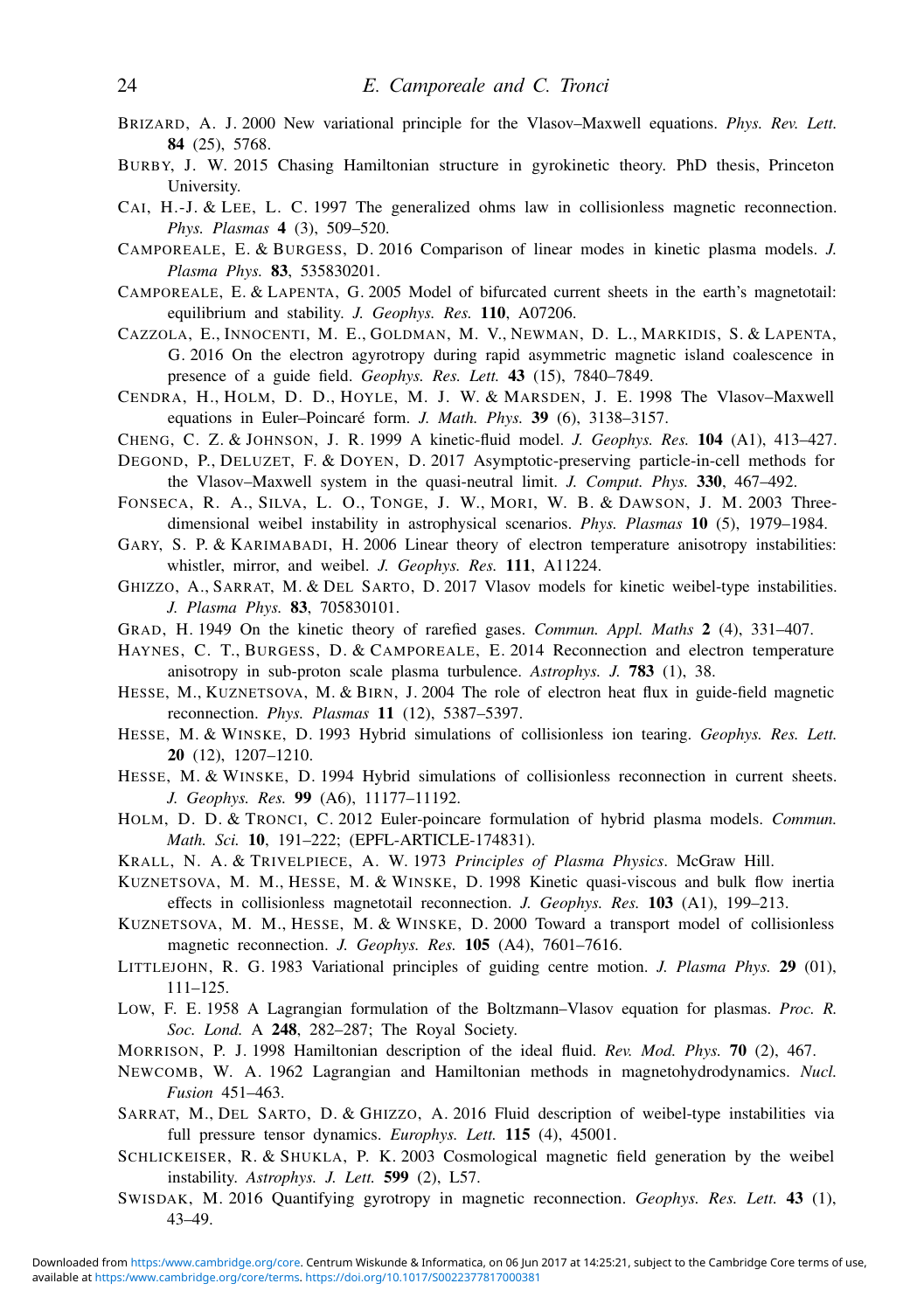Brizard, A. J. 2000 New variational principle for the Vlasov–Maxwell equations. *Phys. Rev. Lett.* **84** (25), 5768.

Burby, J. W. 2015 Chasing Hamiltonian structure in gyrokinetic theory. PhD thesis, Princeton University.

Cai, H.-J. & Lee, L. C. 1997 The generalized ohms law in collisionless magnetic reconnection. *Phys. Plasmas* **4** (3), 509–520.

Camporeale, E. & Burgess, D. 2016 Comparison of linear modes in kinetic plasma models. *J. Plasma Phys.* **83**, 535830201.

Camporeale, E. & Lapenta, G. 2005 Model of bifurcated current sheets in the earth's magnetotail: equilibrium and stability. *J. Geophys. Res.* **110**, A07206.

Cazzola, E., Innocenti, M. E., Goldman, M. V., Newman, D. L., Markidis, S. & Lapenta, G. 2016 On the electron agyrotropy during rapid asymmetric magnetic island coalescence in presence of a guide field. *Geophys. Res. Lett.* **43** (15), 7840–7849.

Cendra, H., Holm, D. D., Hoyle, M. J. W. & Marsden, J. E. 1998 The Vlasov–Maxwell equations in Euler–Poincaré form. *J. Math. Phys.* **39** (6), 3138–3157.

Cheng, C. Z. & Johnson, J. R. 1999 A kinetic-fluid model. *J. Geophys. Res.* **104** (A1), 413–427.

Degond, P., Deluzet, F. & Doyen, D. 2017 Asymptotic-preserving particle-in-cell methods for the Vlasov–Maxwell system in the quasi-neutral limit. *J. Comput. Phys.* **330**, 467–492.

Fonseca, R. A., Silva, L. O., Tonge, J. W., Mori, W. B. & Dawson, J. M. 2003 Three-dimensional weibel instability in astrophysical scenarios. *Phys. Plasmas* **10** (5), 1979–1984.

Gary, S. P. & Karimabadi, H. 2006 Linear theory of electron temperature anisotropy instabilities: whistler, mirror, and weibel. *J. Geophys. Res.* **111**, A11224.

Ghizzo, A., Sarrat, M. & Del Sarto, D. 2017 Vlasov models for kinetic weibel-type instabilities. *J. Plasma Phys.* **83**, 705830101.

Grad, H. 1949 On the kinetic theory of rarefied gases. *Commun. Appl. Maths* **2** (4), 331–407.

Haynes, C. T., Burgess, D. & Camporeale, E. 2014 Reconnection and electron temperature anisotropy in sub-proton scale plasma turbulence. *Astrophys. J.* **783** (1), 38.

Hesse, M., Kuznetsova, M. & Birn, J. 2004 The role of electron heat flux in guide-field magnetic reconnection. *Phys. Plasmas* **11** (12), 5387–5397.

Hesse, M. & Winske, D. 1993 Hybrid simulations of collisionless ion tearing. *Geophys. Res. Lett.* **20** (12), 1207–1210.

Hesse, M. & Winske, D. 1994 Hybrid simulations of collisionless reconnection in current sheets. *J. Geophys. Res.* **99** (A6), 11177–11192.

Holm, D. D. & Tronci, C. 2012 Euler-poincare formulation of hybrid plasma models. *Commun. Math. Sci.* **10**, 191–222; (EPFL-ARTICLE-174831).

Krall, N. A. & Trivelpiece, A. W. 1973 *Principles of Plasma Physics*. McGraw Hill.

Kuznetsova, M. M., Hesse, M. & Winske, D. 1998 Kinetic quasi-viscous and bulk flow inertia effects in collisionless magnetotail reconnection. *J. Geophys. Res.* **103** (A1), 199–213.

Kuznetsova, M. M., Hesse, M. & Winske, D. 2000 Toward a transport model of collisionless magnetic reconnection. *J. Geophys. Res.* **105** (A4), 7601–7616.

Littlejohn, R. G. 1983 Variational principles of guiding centre motion. *J. Plasma Phys.* **29** (01), 111–125.

Low, F. E. 1958 A Lagrangian formulation of the Boltzmann–Vlasov equation for plasmas. *Proc. R. Soc. Lond.* A **248**, 282–287; The Royal Society.

Morrison, P. J. 1998 Hamiltonian description of the ideal fluid. *Rev. Mod. Phys.* **70** (2), 467.

Newcomb, W. A. 1962 Lagrangian and Hamiltonian methods in magnetohydrodynamics. *Nucl. Fusion* 451–463.

Sarrat, M., Del Sarto, D. & Ghizzo, A. 2016 Fluid description of weibel-type instabilities via full pressure tensor dynamics. *Europhys. Lett.* **115** (4), 45001.

Schlickeiser, R. & Shukla, P. K. 2003 Cosmological magnetic field generation by the weibel instability. *Astrophys. J. Lett.* **599** (2), L57.

Swisdak, M. 2016 Quantifying gyrotropy in magnetic reconnection. *Geophys. Res. Lett.* **43** (1), 43–49.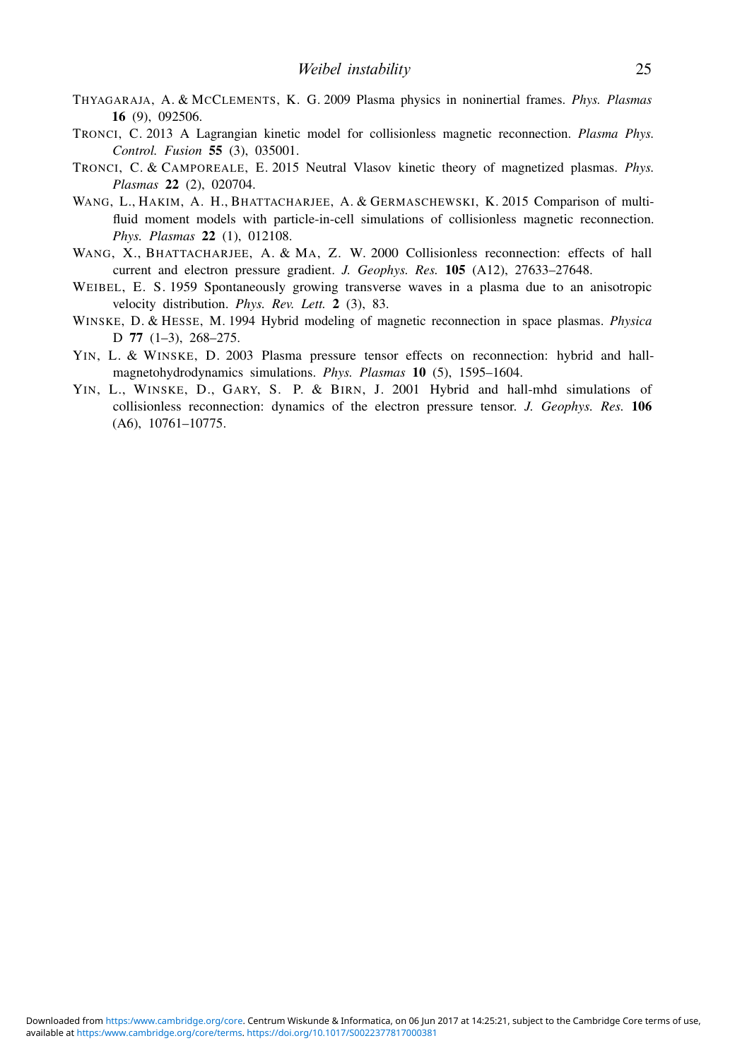THYAGARAJA, A. & MCCLEMENTS, K. G. 2009 Plasma physics in noninertial frames. *Phys. Plasmas* **16** (9), 092506.

TRONCI, C. 2013 A Lagrangian kinetic model for collisionless magnetic reconnection. *Plasma Phys. Control. Fusion* **55** (3), 035001.

TRONCI, C. & CAMPOREALE, E. 2015 Neutral Vlasov kinetic theory of magnetized plasmas. *Phys. Plasmas* **22** (2), 020704.

WANG, L., HAKIM, A. H., BHATTACHARJEE, A. & GERMASCHEWSKI, K. 2015 Comparison of multi-fluid moment models with particle-in-cell simulations of collisionless magnetic reconnection. *Phys. Plasmas* **22** (1), 012108.

WANG, X., BHATTACHARJEE, A. & MA, Z. W. 2000 Collisionless reconnection: effects of hall current and electron pressure gradient. *J. Geophys. Res.* **105** (A12), 27633–27648.

WEIBEL, E. S. 1959 Spontaneously growing transverse waves in a plasma due to an anisotropic velocity distribution. *Phys. Rev. Lett.* **2** (3), 83.

WINSKE, D. & HESSE, M. 1994 Hybrid modeling of magnetic reconnection in space plasmas. *Physica D* **77** (1–3), 268–275.

YIN, L. & WINSKE, D. 2003 Plasma pressure tensor effects on reconnection: hybrid and hall-magnetohydrodynamics simulations. *Phys. Plasmas* **10** (5), 1595–1604.

YIN, L., WINSKE, D., GARY, S. P. & BIRN, J. 2001 Hybrid and hall-mhd simulations of collisionless reconnection: dynamics of the electron pressure tensor. *J. Geophys. Res.* **106** (A6), 10761–10775.